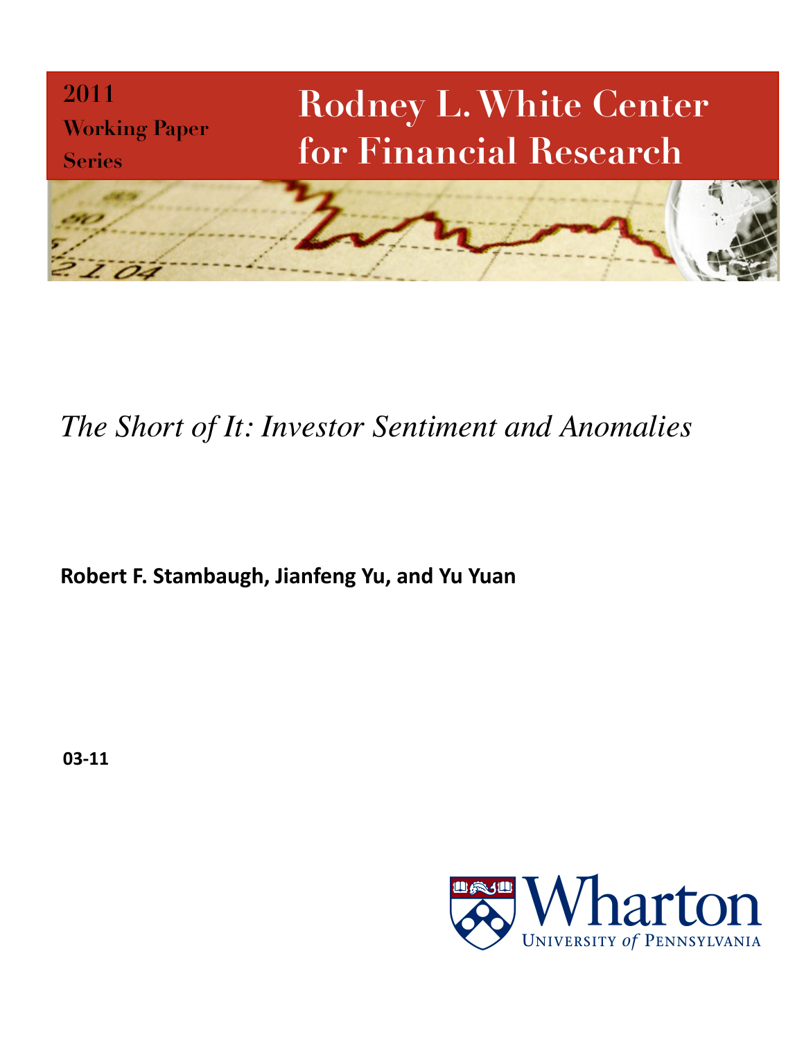2011 Working Paper Series

# Rodney L. White Center for Financial Research

*The Short of It: Investor Sentiment and Anomalies*

**Robert F. Stambaugh, Jianfeng Yu, and Yu Yuan**

**03-11**

Wharton
University *of* Pennsylvania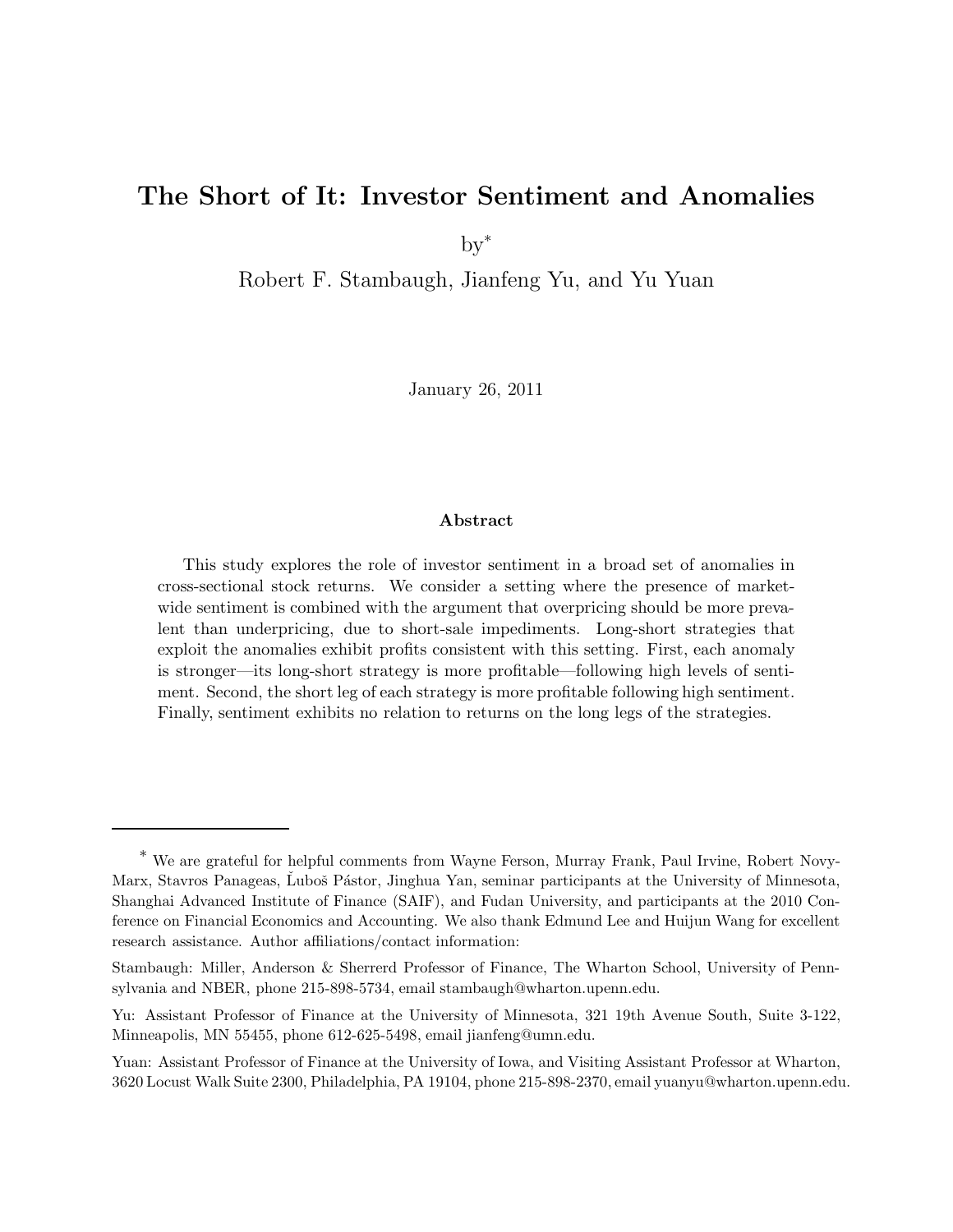# The Short of It: Investor Sentiment and Anomalies

by*

Robert F. Stambaugh, Jianfeng Yu, and Yu Yuan

January 26, 2011

## Abstract

This study explores the role of investor sentiment in a broad set of anomalies in cross-sectional stock returns. We consider a setting where the presence of market-wide sentiment is combined with the argument that overpricing should be more prevalent than underpricing, due to short-sale impediments. Long-short strategies that exploit the anomalies exhibit profits consistent with this setting. First, each anomaly is stronger—its long-short strategy is more profitable—following high levels of sentiment. Second, the short leg of each strategy is more profitable following high sentiment. Finally, sentiment exhibits no relation to returns on the long legs of the strategies.

---

* We are grateful for helpful comments from Wayne Ferson, Murray Frank, Paul Irvine, Robert Novy-Marx, Stavros Panageas, Ľuboš Pástor, Jinghua Yan, seminar participants at the University of Minnesota, Shanghai Advanced Institute of Finance (SAIF), and Fudan University, and participants at the 2010 Conference on Financial Economics and Accounting. We also thank Edmund Lee and Huijun Wang for excellent research assistance. Author affiliations/contact information:

Stambaugh: Miller, Anderson & Sherrerd Professor of Finance, The Wharton School, University of Pennsylvania and NBER, phone 215-898-5734, email stambaugh@wharton.upenn.edu.

Yu: Assistant Professor of Finance at the University of Minnesota, 321 19th Avenue South, Suite 3-122, Minneapolis, MN 55455, phone 612-625-5498, email jianfeng@umn.edu.

Yuan: Assistant Professor of Finance at the University of Iowa, and Visiting Assistant Professor at Wharton, 3620 Locust Walk Suite 2300, Philadelphia, PA 19104, phone 215-898-2370, email yuanyu@wharton.upenn.edu.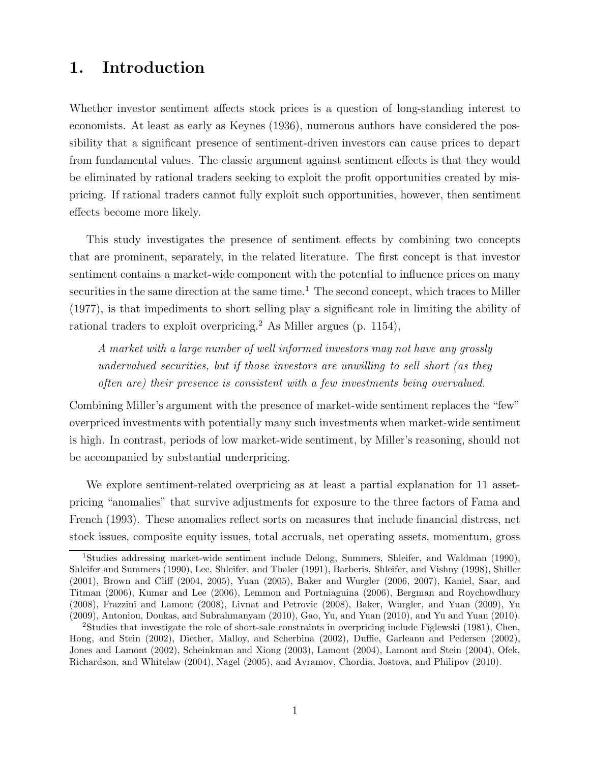# 1. Introduction

Whether investor sentiment affects stock prices is a question of long-standing interest to economists. At least as early as Keynes (1936), numerous authors have considered the possibility that a significant presence of sentiment-driven investors can cause prices to depart from fundamental values. The classic argument against sentiment effects is that they would be eliminated by rational traders seeking to exploit the profit opportunities created by mispricing. If rational traders cannot fully exploit such opportunities, however, then sentiment effects become more likely.

This study investigates the presence of sentiment effects by combining two concepts that are prominent, separately, in the related literature. The first concept is that investor sentiment contains a market-wide component with the potential to influence prices on many securities in the same direction at the same time.[1] The second concept, which traces to Miller (1977), is that impediments to short selling play a significant role in limiting the ability of rational traders to exploit overpricing.[2] As Miller argues (p. 1154),

> *A market with a large number of well informed investors may not have any grossly undervalued securities, but if those investors are unwilling to sell short (as they often are) their presence is consistent with a few investments being overvalued.*

Combining Miller's argument with the presence of market-wide sentiment replaces the "few" overpriced investments with potentially many such investments when market-wide sentiment is high. In contrast, periods of low market-wide sentiment, by Miller's reasoning, should not be accompanied by substantial underpricing.

We explore sentiment-related overpricing as at least a partial explanation for 11 asset-pricing "anomalies" that survive adjustments for exposure to the three factors of Fama and French (1993). These anomalies reflect sorts on measures that include financial distress, net stock issues, composite equity issues, total accruals, net operating assets, momentum, gross

[1] Studies addressing market-wide sentiment include Delong, Summers, Shleifer, and Waldman (1990), Shleifer and Summers (1990), Lee, Shleifer, and Thaler (1991), Barberis, Shleifer, and Vishny (1998), Shiller (2001), Brown and Cliff (2004, 2005), Yuan (2005), Baker and Wurgler (2006, 2007), Kaniel, Saar, and Titman (2006), Kumar and Lee (2006), Lemmon and Portniaguina (2006), Bergman and Roychowdhury (2008), Frazzini and Lamont (2008), Livnat and Petrovic (2008), Baker, Wurgler, and Yuan (2009), Yu (2009), Antoniou, Doukas, and Subrahmanyam (2010), Gao, Yu, and Yuan (2010), and Yu and Yuan (2010).

[2] Studies that investigate the role of short-sale constraints in overpricing include Figlewski (1981), Chen, Hong, and Stein (2002), Diether, Malloy, and Scherbina (2002), Duffie, Garleanu and Pedersen (2002), Jones and Lamont (2002), Scheinkman and Xiong (2003), Lamont (2004), Lamont and Stein (2004), Ofek, Richardson, and Whitelaw (2004), Nagel (2005), and Avramov, Chordia, Jostova, and Philipov (2010).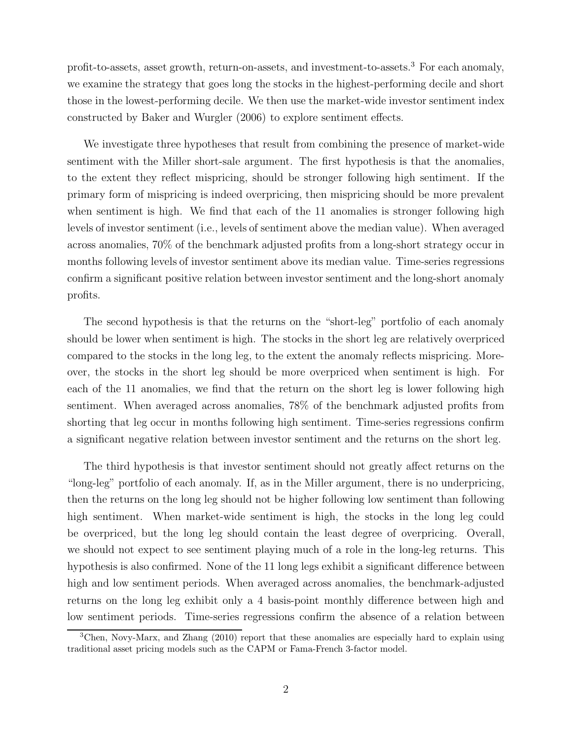profit-to-assets, asset growth, return-on-assets, and investment-to-assets.[3] For each anomaly, we examine the strategy that goes long the stocks in the highest-performing decile and short those in the lowest-performing decile. We then use the market-wide investor sentiment index constructed by Baker and Wurgler (2006) to explore sentiment effects.

We investigate three hypotheses that result from combining the presence of market-wide sentiment with the Miller short-sale argument. The first hypothesis is that the anomalies, to the extent they reflect mispricing, should be stronger following high sentiment. If the primary form of mispricing is indeed overpricing, then mispricing should be more prevalent when sentiment is high. We find that each of the 11 anomalies is stronger following high levels of investor sentiment (i.e., levels of sentiment above the median value). When averaged across anomalies, 70% of the benchmark adjusted profits from a long-short strategy occur in months following levels of investor sentiment above its median value. Time-series regressions confirm a significant positive relation between investor sentiment and the long-short anomaly profits.

The second hypothesis is that the returns on the "short-leg" portfolio of each anomaly should be lower when sentiment is high. The stocks in the short leg are relatively overpriced compared to the stocks in the long leg, to the extent the anomaly reflects mispricing. Moreover, the stocks in the short leg should be more overpriced when sentiment is high. For each of the 11 anomalies, we find that the return on the short leg is lower following high sentiment. When averaged across anomalies, 78% of the benchmark adjusted profits from shorting that leg occur in months following high sentiment. Time-series regressions confirm a significant negative relation between investor sentiment and the returns on the short leg.

The third hypothesis is that investor sentiment should not greatly affect returns on the "long-leg" portfolio of each anomaly. If, as in the Miller argument, there is no underpricing, then the returns on the long leg should not be higher following low sentiment than following high sentiment. When market-wide sentiment is high, the stocks in the long leg could be overpriced, but the long leg should contain the least degree of overpricing. Overall, we should not expect to see sentiment playing much of a role in the long-leg returns. This hypothesis is also confirmed. None of the 11 long legs exhibit a significant difference between high and low sentiment periods. When averaged across anomalies, the benchmark-adjusted returns on the long leg exhibit only a 4 basis-point monthly difference between high and low sentiment periods. Time-series regressions confirm the absence of a relation between

[3] Chen, Novy-Marx, and Zhang (2010) report that these anomalies are especially hard to explain using traditional asset pricing models such as the CAPM or Fama-French 3-factor model.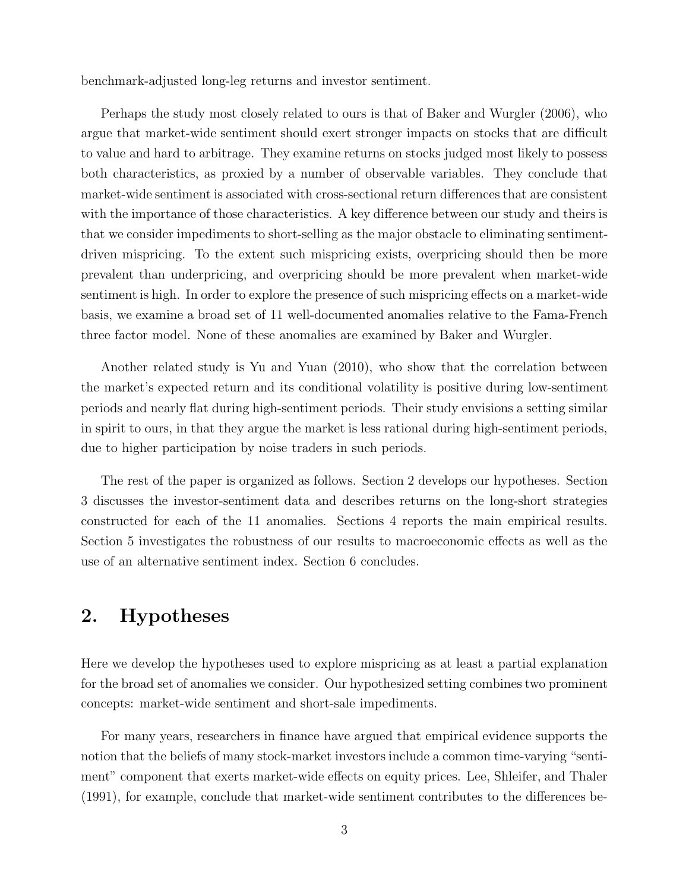benchmark-adjusted long-leg returns and investor sentiment.

Perhaps the study most closely related to ours is that of Baker and Wurgler (2006), who argue that market-wide sentiment should exert stronger impacts on stocks that are difficult to value and hard to arbitrage. They examine returns on stocks judged most likely to possess both characteristics, as proxied by a number of observable variables. They conclude that market-wide sentiment is associated with cross-sectional return differences that are consistent with the importance of those characteristics. A key difference between our study and theirs is that we consider impediments to short-selling as the major obstacle to eliminating sentiment-driven mispricing. To the extent such mispricing exists, overpricing should then be more prevalent than underpricing, and overpricing should be more prevalent when market-wide sentiment is high. In order to explore the presence of such mispricing effects on a market-wide basis, we examine a broad set of 11 well-documented anomalies relative to the Fama-French three factor model. None of these anomalies are examined by Baker and Wurgler.

Another related study is Yu and Yuan (2010), who show that the correlation between the market's expected return and its conditional volatility is positive during low-sentiment periods and nearly flat during high-sentiment periods. Their study envisions a setting similar in spirit to ours, in that they argue the market is less rational during high-sentiment periods, due to higher participation by noise traders in such periods.

The rest of the paper is organized as follows. Section 2 develops our hypotheses. Section 3 discusses the investor-sentiment data and describes returns on the long-short strategies constructed for each of the 11 anomalies. Sections 4 reports the main empirical results. Section 5 investigates the robustness of our results to macroeconomic effects as well as the use of an alternative sentiment index. Section 6 concludes.

## 2. Hypotheses

Here we develop the hypotheses used to explore mispricing as at least a partial explanation for the broad set of anomalies we consider. Our hypothesized setting combines two prominent concepts: market-wide sentiment and short-sale impediments.

For many years, researchers in finance have argued that empirical evidence supports the notion that the beliefs of many stock-market investors include a common time-varying "sentiment" component that exerts market-wide effects on equity prices. Lee, Shleifer, and Thaler (1991), for example, conclude that market-wide sentiment contributes to the differences be-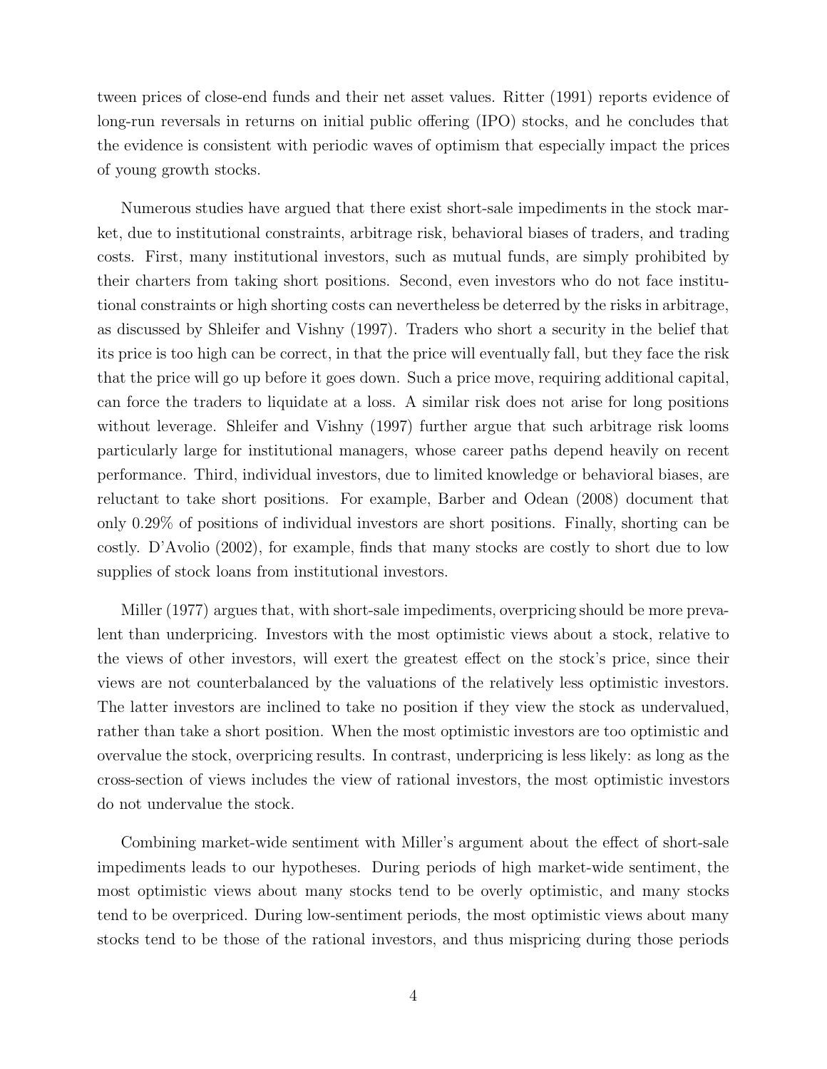tween prices of close-end funds and their net asset values. Ritter (1991) reports evidence of long-run reversals in returns on initial public offering (IPO) stocks, and he concludes that the evidence is consistent with periodic waves of optimism that especially impact the prices of young growth stocks.

Numerous studies have argued that there exist short-sale impediments in the stock market, due to institutional constraints, arbitrage risk, behavioral biases of traders, and trading costs. First, many institutional investors, such as mutual funds, are simply prohibited by their charters from taking short positions. Second, even investors who do not face institutional constraints or high shorting costs can nevertheless be deterred by the risks in arbitrage, as discussed by Shleifer and Vishny (1997). Traders who short a security in the belief that its price is too high can be correct, in that the price will eventually fall, but they face the risk that the price will go up before it goes down. Such a price move, requiring additional capital, can force the traders to liquidate at a loss. A similar risk does not arise for long positions without leverage. Shleifer and Vishny (1997) further argue that such arbitrage risk looms particularly large for institutional managers, whose career paths depend heavily on recent performance. Third, individual investors, due to limited knowledge or behavioral biases, are reluctant to take short positions. For example, Barber and Odean (2008) document that only 0.29% of positions of individual investors are short positions. Finally, shorting can be costly. D'Avolio (2002), for example, finds that many stocks are costly to short due to low supplies of stock loans from institutional investors.

Miller (1977) argues that, with short-sale impediments, overpricing should be more prevalent than underpricing. Investors with the most optimistic views about a stock, relative to the views of other investors, will exert the greatest effect on the stock's price, since their views are not counterbalanced by the valuations of the relatively less optimistic investors. The latter investors are inclined to take no position if they view the stock as undervalued, rather than take a short position. When the most optimistic investors are too optimistic and overvalue the stock, overpricing results. In contrast, underpricing is less likely: as long as the cross-section of views includes the view of rational investors, the most optimistic investors do not undervalue the stock.

Combining market-wide sentiment with Miller's argument about the effect of short-sale impediments leads to our hypotheses. During periods of high market-wide sentiment, the most optimistic views about many stocks tend to be overly optimistic, and many stocks tend to be overpriced. During low-sentiment periods, the most optimistic views about many stocks tend to be those of the rational investors, and thus mispricing during those periods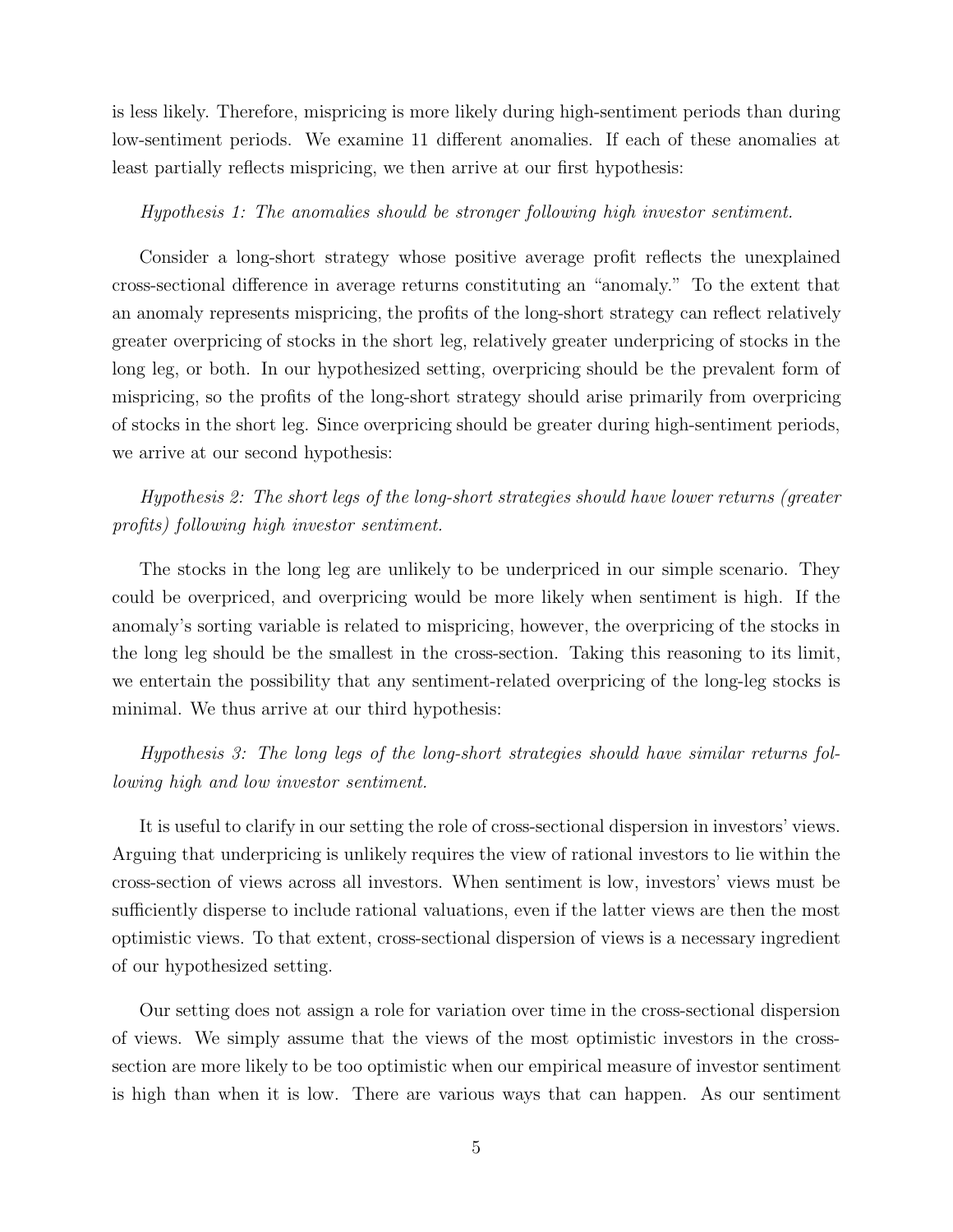is less likely. Therefore, mispricing is more likely during high-sentiment periods than during low-sentiment periods. We examine 11 different anomalies. If each of these anomalies at least partially reflects mispricing, we then arrive at our first hypothesis:

*Hypothesis 1: The anomalies should be stronger following high investor sentiment.*

Consider a long-short strategy whose positive average profit reflects the unexplained cross-sectional difference in average returns constituting an "anomaly." To the extent that an anomaly represents mispricing, the profits of the long-short strategy can reflect relatively greater overpricing of stocks in the short leg, relatively greater underpricing of stocks in the long leg, or both. In our hypothesized setting, overpricing should be the prevalent form of mispricing, so the profits of the long-short strategy should arise primarily from overpricing of stocks in the short leg. Since overpricing should be greater during high-sentiment periods, we arrive at our second hypothesis:

*Hypothesis 2: The short legs of the long-short strategies should have lower returns (greater profits) following high investor sentiment.*

The stocks in the long leg are unlikely to be underpriced in our simple scenario. They could be overpriced, and overpricing would be more likely when sentiment is high. If the anomaly's sorting variable is related to mispricing, however, the overpricing of the stocks in the long leg should be the smallest in the cross-section. Taking this reasoning to its limit, we entertain the possibility that any sentiment-related overpricing of the long-leg stocks is minimal. We thus arrive at our third hypothesis:

*Hypothesis 3: The long legs of the long-short strategies should have similar returns following high and low investor sentiment.*

It is useful to clarify in our setting the role of cross-sectional dispersion in investors' views. Arguing that underpricing is unlikely requires the view of rational investors to lie within the cross-section of views across all investors. When sentiment is low, investors' views must be sufficiently disperse to include rational valuations, even if the latter views are then the most optimistic views. To that extent, cross-sectional dispersion of views is a necessary ingredient of our hypothesized setting.

Our setting does not assign a role for variation over time in the cross-sectional dispersion of views. We simply assume that the views of the most optimistic investors in the cross-section are more likely to be too optimistic when our empirical measure of investor sentiment is high than when it is low. There are various ways that can happen. As our sentiment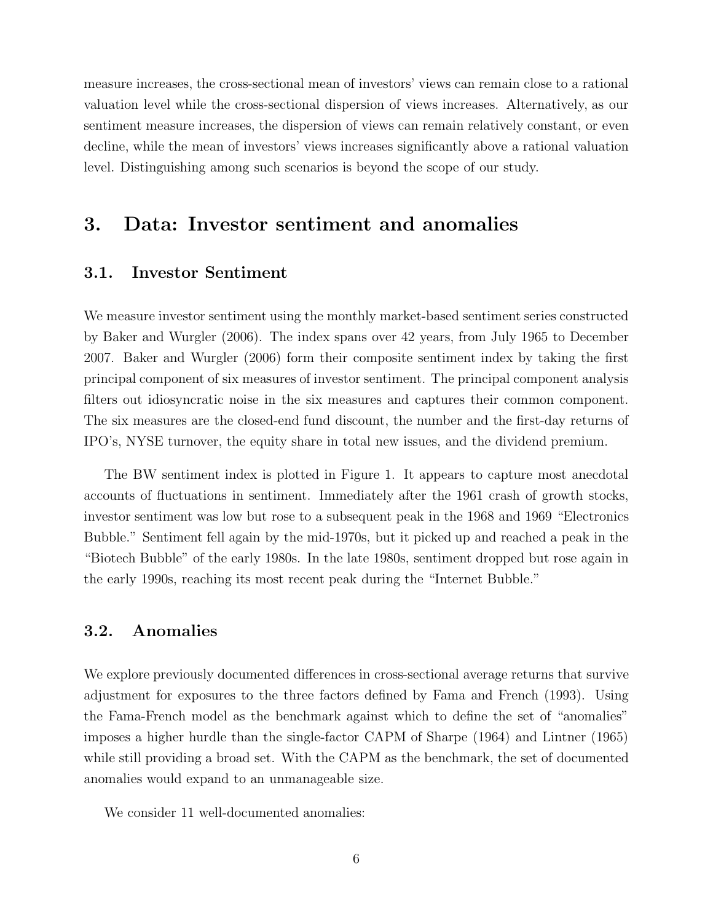measure increases, the cross-sectional mean of investors' views can remain close to a rational valuation level while the cross-sectional dispersion of views increases. Alternatively, as our sentiment measure increases, the dispersion of views can remain relatively constant, or even decline, while the mean of investors' views increases significantly above a rational valuation level. Distinguishing among such scenarios is beyond the scope of our study.

# 3. Data: Investor sentiment and anomalies

## 3.1. Investor Sentiment

We measure investor sentiment using the monthly market-based sentiment series constructed by Baker and Wurgler (2006). The index spans over 42 years, from July 1965 to December 2007. Baker and Wurgler (2006) form their composite sentiment index by taking the first principal component of six measures of investor sentiment. The principal component analysis filters out idiosyncratic noise in the six measures and captures their common component. The six measures are the closed-end fund discount, the number and the first-day returns of IPO's, NYSE turnover, the equity share in total new issues, and the dividend premium.

The BW sentiment index is plotted in Figure 1. It appears to capture most anecdotal accounts of fluctuations in sentiment. Immediately after the 1961 crash of growth stocks, investor sentiment was low but rose to a subsequent peak in the 1968 and 1969 "Electronics Bubble." Sentiment fell again by the mid-1970s, but it picked up and reached a peak in the "Biotech Bubble" of the early 1980s. In the late 1980s, sentiment dropped but rose again in the early 1990s, reaching its most recent peak during the "Internet Bubble."

## 3.2. Anomalies

We explore previously documented differences in cross-sectional average returns that survive adjustment for exposures to the three factors defined by Fama and French (1993). Using the Fama-French model as the benchmark against which to define the set of "anomalies" imposes a higher hurdle than the single-factor CAPM of Sharpe (1964) and Lintner (1965) while still providing a broad set. With the CAPM as the benchmark, the set of documented anomalies would expand to an unmanageable size.

We consider 11 well-documented anomalies: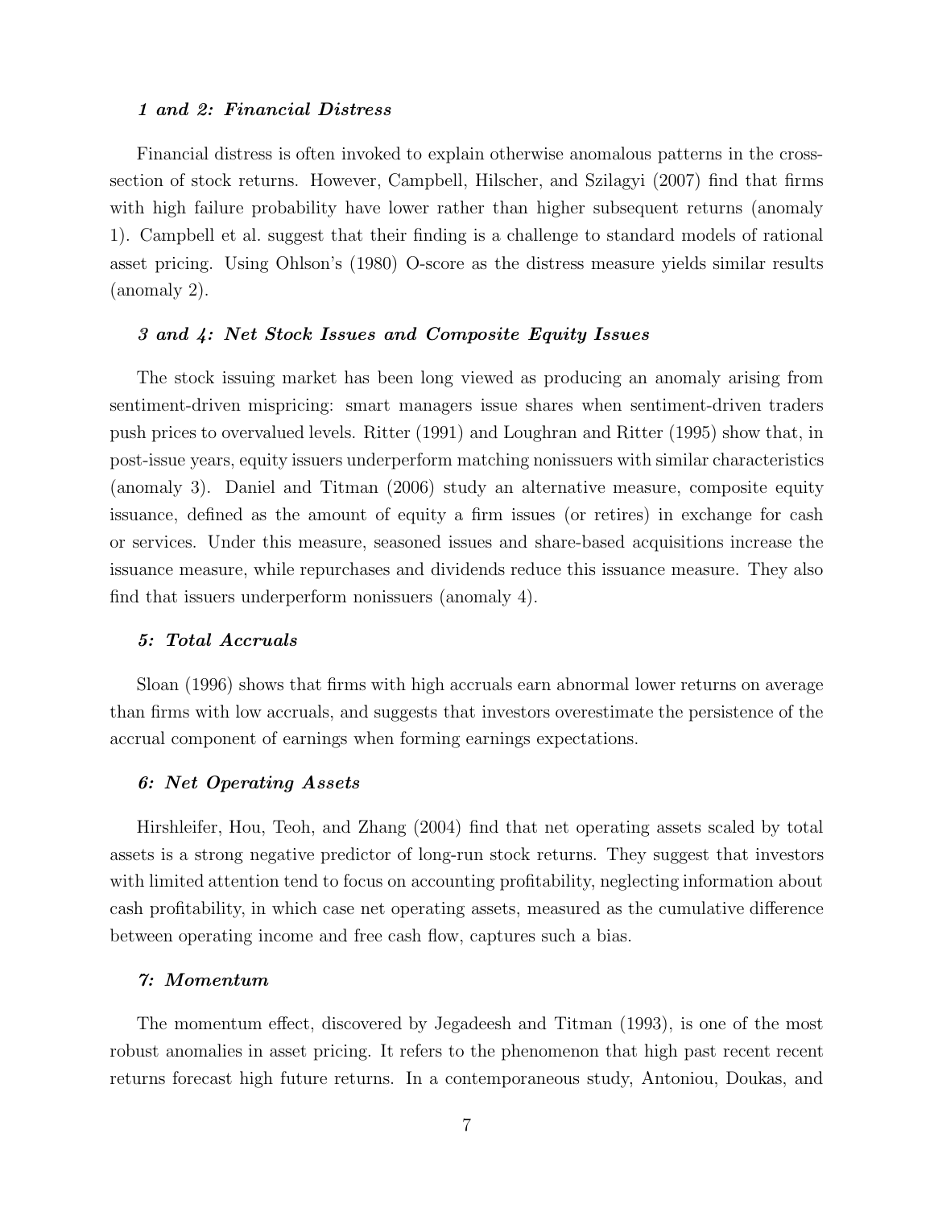#### *1 and 2: Financial Distress*

Financial distress is often invoked to explain otherwise anomalous patterns in the cross-section of stock returns. However, Campbell, Hilscher, and Szilagyi (2007) find that firms with high failure probability have lower rather than higher subsequent returns (anomaly 1). Campbell et al. suggest that their finding is a challenge to standard models of rational asset pricing. Using Ohlson's (1980) O-score as the distress measure yields similar results (anomaly 2).

#### *3 and 4: Net Stock Issues and Composite Equity Issues*

The stock issuing market has been long viewed as producing an anomaly arising from sentiment-driven mispricing: smart managers issue shares when sentiment-driven traders push prices to overvalued levels. Ritter (1991) and Loughran and Ritter (1995) show that, in post-issue years, equity issuers underperform matching nonissuers with similar characteristics (anomaly 3). Daniel and Titman (2006) study an alternative measure, composite equity issuance, defined as the amount of equity a firm issues (or retires) in exchange for cash or services. Under this measure, seasoned issues and share-based acquisitions increase the issuance measure, while repurchases and dividends reduce this issuance measure. They also find that issuers underperform nonissuers (anomaly 4).

#### *5: Total Accruals*

Sloan (1996) shows that firms with high accruals earn abnormal lower returns on average than firms with low accruals, and suggests that investors overestimate the persistence of the accrual component of earnings when forming earnings expectations.

#### *6: Net Operating Assets*

Hirshleifer, Hou, Teoh, and Zhang (2004) find that net operating assets scaled by total assets is a strong negative predictor of long-run stock returns. They suggest that investors with limited attention tend to focus on accounting profitability, neglecting information about cash profitability, in which case net operating assets, measured as the cumulative difference between operating income and free cash flow, captures such a bias.

#### *7: Momentum*

The momentum effect, discovered by Jegadeesh and Titman (1993), is one of the most robust anomalies in asset pricing. It refers to the phenomenon that high past recent recent returns forecast high future returns. In a contemporaneous study, Antoniou, Doukas, and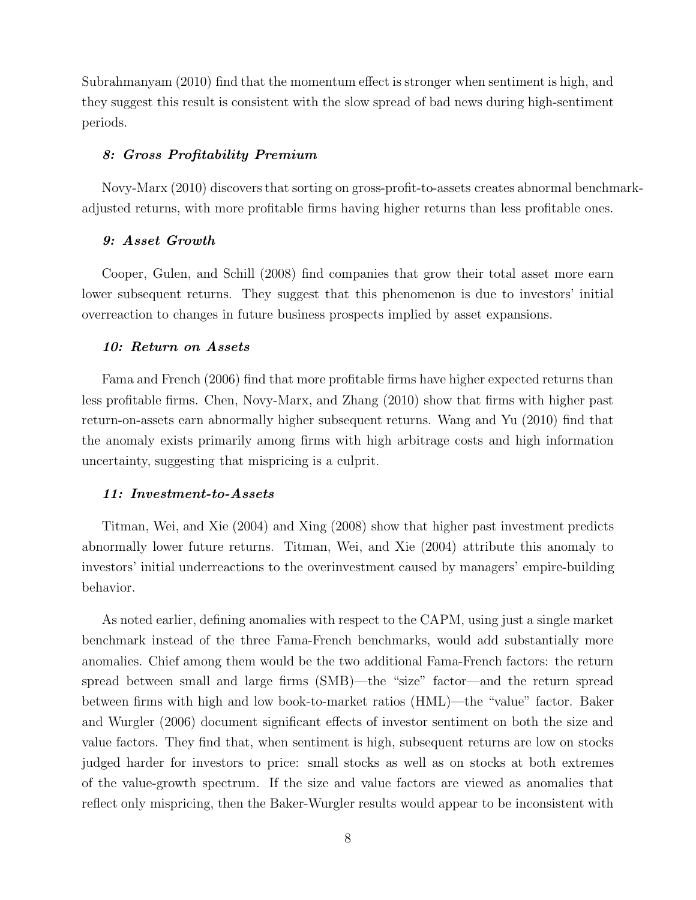Subrahmanyam (2010) find that the momentum effect is stronger when sentiment is high, and they suggest this result is consistent with the slow spread of bad news during high-sentiment periods.

***8: Gross Profitability Premium***

Novy-Marx (2010) discovers that sorting on gross-profit-to-assets creates abnormal benchmark-adjusted returns, with more profitable firms having higher returns than less profitable ones.

***9: Asset Growth***

Cooper, Gulen, and Schill (2008) find companies that grow their total asset more earn lower subsequent returns. They suggest that this phenomenon is due to investors' initial overreaction to changes in future business prospects implied by asset expansions.

***10: Return on Assets***

Fama and French (2006) find that more profitable firms have higher expected returns than less profitable firms. Chen, Novy-Marx, and Zhang (2010) show that firms with higher past return-on-assets earn abnormally higher subsequent returns. Wang and Yu (2010) find that the anomaly exists primarily among firms with high arbitrage costs and high information uncertainty, suggesting that mispricing is a culprit.

***11: Investment-to-Assets***

Titman, Wei, and Xie (2004) and Xing (2008) show that higher past investment predicts abnormally lower future returns. Titman, Wei, and Xie (2004) attribute this anomaly to investors' initial underreactions to the overinvestment caused by managers' empire-building behavior.

As noted earlier, defining anomalies with respect to the CAPM, using just a single market benchmark instead of the three Fama-French benchmarks, would add substantially more anomalies. Chief among them would be the two additional Fama-French factors: the return spread between small and large firms (SMB)—the "size" factor—and the return spread between firms with high and low book-to-market ratios (HML)—the "value" factor. Baker and Wurgler (2006) document significant effects of investor sentiment on both the size and value factors. They find that, when sentiment is high, subsequent returns are low on stocks judged harder for investors to price: small stocks as well as on stocks at both extremes of the value-growth spectrum. If the size and value factors are viewed as anomalies that reflect only mispricing, then the Baker-Wurgler results would appear to be inconsistent with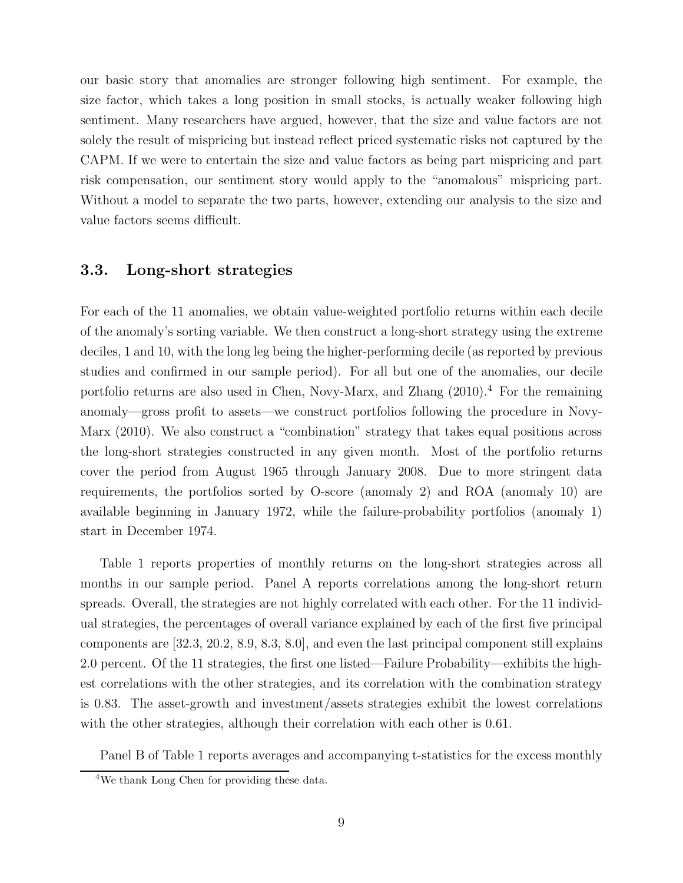our basic story that anomalies are stronger following high sentiment. For example, the size factor, which takes a long position in small stocks, is actually weaker following high sentiment. Many researchers have argued, however, that the size and value factors are not solely the result of mispricing but instead reflect priced systematic risks not captured by the CAPM. If we were to entertain the size and value factors as being part mispricing and part risk compensation, our sentiment story would apply to the "anomalous" mispricing part. Without a model to separate the two parts, however, extending our analysis to the size and value factors seems difficult.

### 3.3. Long-short strategies

For each of the 11 anomalies, we obtain value-weighted portfolio returns within each decile of the anomaly's sorting variable. We then construct a long-short strategy using the extreme deciles, 1 and 10, with the long leg being the higher-performing decile (as reported by previous studies and confirmed in our sample period). For all but one of the anomalies, our decile portfolio returns are also used in Chen, Novy-Marx, and Zhang (2010).[4] For the remaining anomaly—gross profit to assets—we construct portfolios following the procedure in Novy-Marx (2010). We also construct a "combination" strategy that takes equal positions across the long-short strategies constructed in any given month. Most of the portfolio returns cover the period from August 1965 through January 2008. Due to more stringent data requirements, the portfolios sorted by O-score (anomaly 2) and ROA (anomaly 10) are available beginning in January 1972, while the failure-probability portfolios (anomaly 1) start in December 1974.

Table 1 reports properties of monthly returns on the long-short strategies across all months in our sample period. Panel A reports correlations among the long-short return spreads. Overall, the strategies are not highly correlated with each other. For the 11 individual strategies, the percentages of overall variance explained by each of the first five principal components are [32.3, 20.2, 8.9, 8.3, 8.0], and even the last principal component still explains 2.0 percent. Of the 11 strategies, the first one listed—Failure Probability—exhibits the highest correlations with the other strategies, and its correlation with the combination strategy is 0.83. The asset-growth and investment/assets strategies exhibit the lowest correlations with the other strategies, although their correlation with each other is 0.61.

Panel B of Table 1 reports averages and accompanying t-statistics for the excess monthly

[4] We thank Long Chen for providing these data.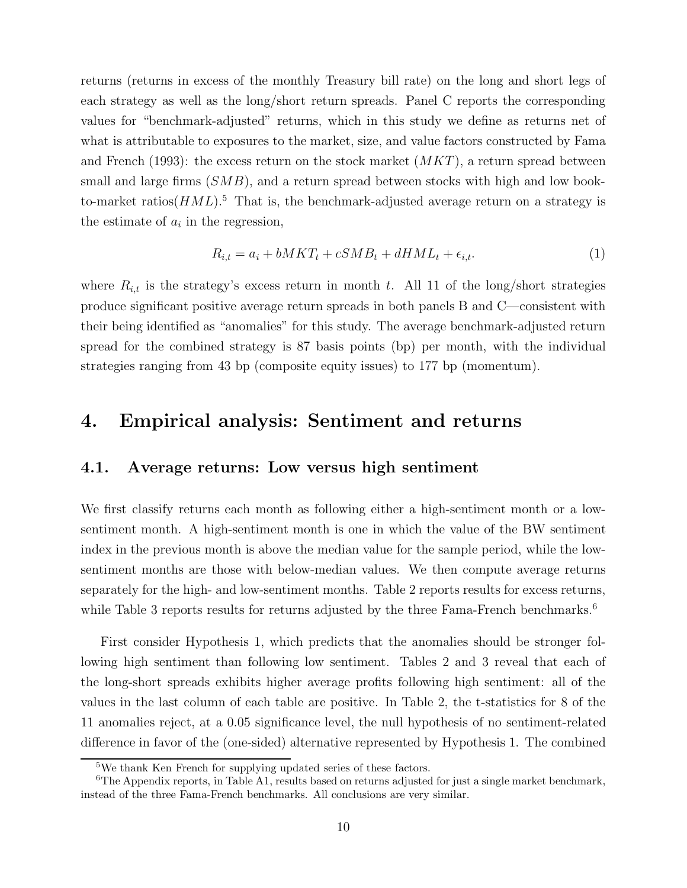returns (returns in excess of the monthly Treasury bill rate) on the long and short legs of each strategy as well as the long/short return spreads. Panel C reports the corresponding values for "benchmark-adjusted" returns, which in this study we define as returns net of what is attributable to exposures to the market, size, and value factors constructed by Fama and French (1993): the excess return on the stock market ($MKT$), a return spread between small and large firms ($SMB$), and a return spread between stocks with high and low book-to-market ratios($HML$).[5] That is, the benchmark-adjusted average return on a strategy is the estimate of $a_i$ in the regression,

$$R_{i,t} = a_i + bMKT_t + cSMB_t + dHML_t + \epsilon_{i,t}. \tag{1}$$

where $R_{i,t}$ is the strategy's excess return in month $t$. All 11 of the long/short strategies produce significant positive average return spreads in both panels B and C—consistent with their being identified as "anomalies" for this study. The average benchmark-adjusted return spread for the combined strategy is 87 basis points (bp) per month, with the individual strategies ranging from 43 bp (composite equity issues) to 177 bp (momentum).

## 4. Empirical analysis: Sentiment and returns

### 4.1. Average returns: Low versus high sentiment

We first classify returns each month as following either a high-sentiment month or a low-sentiment month. A high-sentiment month is one in which the value of the BW sentiment index in the previous month is above the median value for the sample period, while the low-sentiment months are those with below-median values. We then compute average returns separately for the high- and low-sentiment months. Table 2 reports results for excess returns, while Table 3 reports results for returns adjusted by the three Fama-French benchmarks.[6]

First consider Hypothesis 1, which predicts that the anomalies should be stronger following high sentiment than following low sentiment. Tables 2 and 3 reveal that each of the long-short spreads exhibits higher average profits following high sentiment: all of the values in the last column of each table are positive. In Table 2, the t-statistics for 8 of the 11 anomalies reject, at a 0.05 significance level, the null hypothesis of no sentiment-related difference in favor of the (one-sided) alternative represented by Hypothesis 1. The combined

[5] We thank Ken French for supplying updated series of these factors.

[6] The Appendix reports, in Table A1, results based on returns adjusted for just a single market benchmark, instead of the three Fama-French benchmarks. All conclusions are very similar.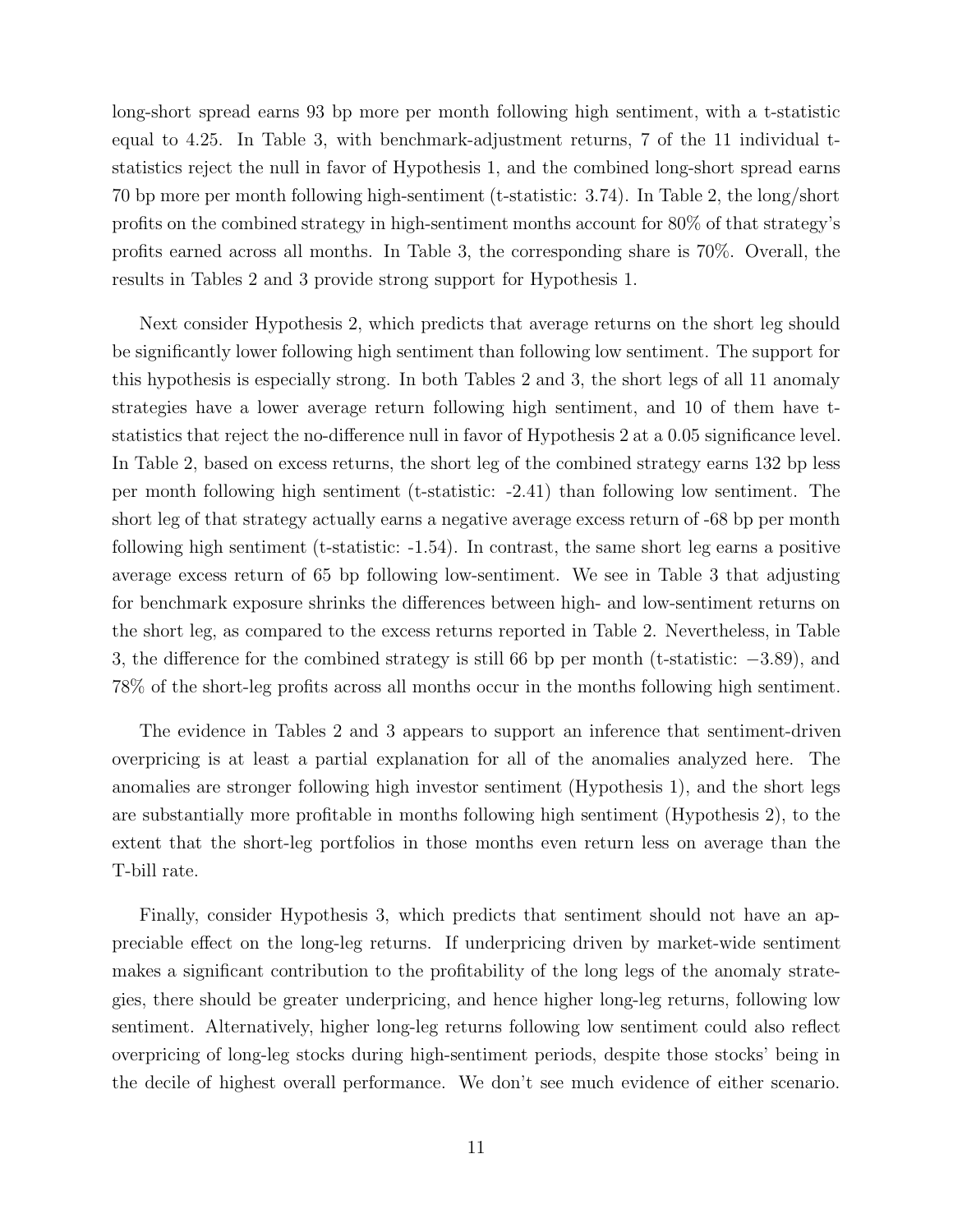long-short spread earns 93 bp more per month following high sentiment, with a t-statistic equal to 4.25. In Table 3, with benchmark-adjustment returns, 7 of the 11 individual t-statistics reject the null in favor of Hypothesis 1, and the combined long-short spread earns 70 bp more per month following high-sentiment (t-statistic: 3.74). In Table 2, the long/short profits on the combined strategy in high-sentiment months account for 80% of that strategy's profits earned across all months. In Table 3, the corresponding share is 70%. Overall, the results in Tables 2 and 3 provide strong support for Hypothesis 1.

Next consider Hypothesis 2, which predicts that average returns on the short leg should be significantly lower following high sentiment than following low sentiment. The support for this hypothesis is especially strong. In both Tables 2 and 3, the short legs of all 11 anomaly strategies have a lower average return following high sentiment, and 10 of them have t-statistics that reject the no-difference null in favor of Hypothesis 2 at a 0.05 significance level. In Table 2, based on excess returns, the short leg of the combined strategy earns 132 bp less per month following high sentiment (t-statistic: -2.41) than following low sentiment. The short leg of that strategy actually earns a negative average excess return of -68 bp per month following high sentiment (t-statistic: -1.54). In contrast, the same short leg earns a positive average excess return of 65 bp following low-sentiment. We see in Table 3 that adjusting for benchmark exposure shrinks the differences between high- and low-sentiment returns on the short leg, as compared to the excess returns reported in Table 2. Nevertheless, in Table 3, the difference for the combined strategy is still 66 bp per month (t-statistic: $-3.89$), and 78% of the short-leg profits across all months occur in the months following high sentiment.

The evidence in Tables 2 and 3 appears to support an inference that sentiment-driven overpricing is at least a partial explanation for all of the anomalies analyzed here. The anomalies are stronger following high investor sentiment (Hypothesis 1), and the short legs are substantially more profitable in months following high sentiment (Hypothesis 2), to the extent that the short-leg portfolios in those months even return less on average than the T-bill rate.

Finally, consider Hypothesis 3, which predicts that sentiment should not have an appreciable effect on the long-leg returns. If underpricing driven by market-wide sentiment makes a significant contribution to the profitability of the long legs of the anomaly strategies, there should be greater underpricing, and hence higher long-leg returns, following low sentiment. Alternatively, higher long-leg returns following low sentiment could also reflect overpricing of long-leg stocks during high-sentiment periods, despite those stocks' being in the decile of highest overall performance. We don't see much evidence of either scenario.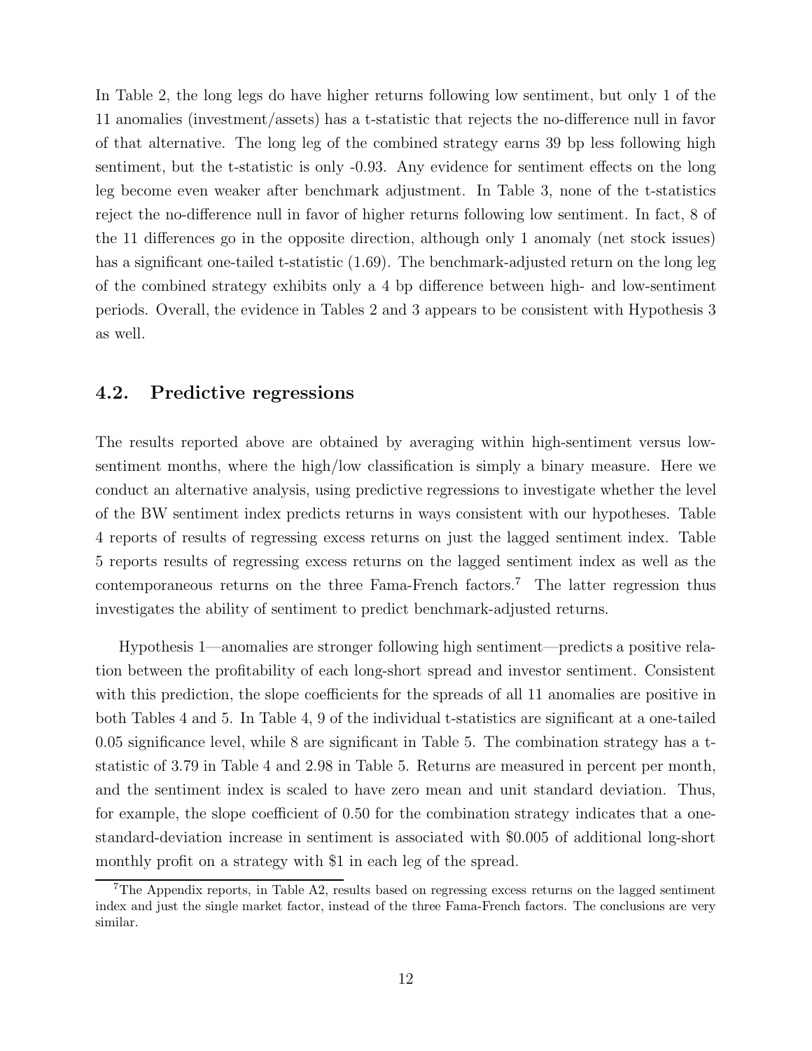In Table 2, the long legs do have higher returns following low sentiment, but only 1 of the 11 anomalies (investment/assets) has a t-statistic that rejects the no-difference null in favor of that alternative. The long leg of the combined strategy earns 39 bp less following high sentiment, but the t-statistic is only -0.93. Any evidence for sentiment effects on the long leg become even weaker after benchmark adjustment. In Table 3, none of the t-statistics reject the no-difference null in favor of higher returns following low sentiment. In fact, 8 of the 11 differences go in the opposite direction, although only 1 anomaly (net stock issues) has a significant one-tailed t-statistic (1.69). The benchmark-adjusted return on the long leg of the combined strategy exhibits only a 4 bp difference between high- and low-sentiment periods. Overall, the evidence in Tables 2 and 3 appears to be consistent with Hypothesis 3 as well.

## 4.2. Predictive regressions

The results reported above are obtained by averaging within high-sentiment versus low-sentiment months, where the high/low classification is simply a binary measure. Here we conduct an alternative analysis, using predictive regressions to investigate whether the level of the BW sentiment index predicts returns in ways consistent with our hypotheses. Table 4 reports of results of regressing excess returns on just the lagged sentiment index. Table 5 reports results of regressing excess returns on the lagged sentiment index as well as the contemporaneous returns on the three Fama-French factors.[7] The latter regression thus investigates the ability of sentiment to predict benchmark-adjusted returns.

Hypothesis 1—anomalies are stronger following high sentiment—predicts a positive relation between the profitability of each long-short spread and investor sentiment. Consistent with this prediction, the slope coefficients for the spreads of all 11 anomalies are positive in both Tables 4 and 5. In Table 4, 9 of the individual t-statistics are significant at a one-tailed 0.05 significance level, while 8 are significant in Table 5. The combination strategy has a t-statistic of 3.79 in Table 4 and 2.98 in Table 5. Returns are measured in percent per month, and the sentiment index is scaled to have zero mean and unit standard deviation. Thus, for example, the slope coefficient of 0.50 for the combination strategy indicates that a one-standard-deviation increase in sentiment is associated with \$0.005 of additional long-short monthly profit on a strategy with \$1 in each leg of the spread.

[7] The Appendix reports, in Table A2, results based on regressing excess returns on the lagged sentiment index and just the single market factor, instead of the three Fama-French factors. The conclusions are very similar.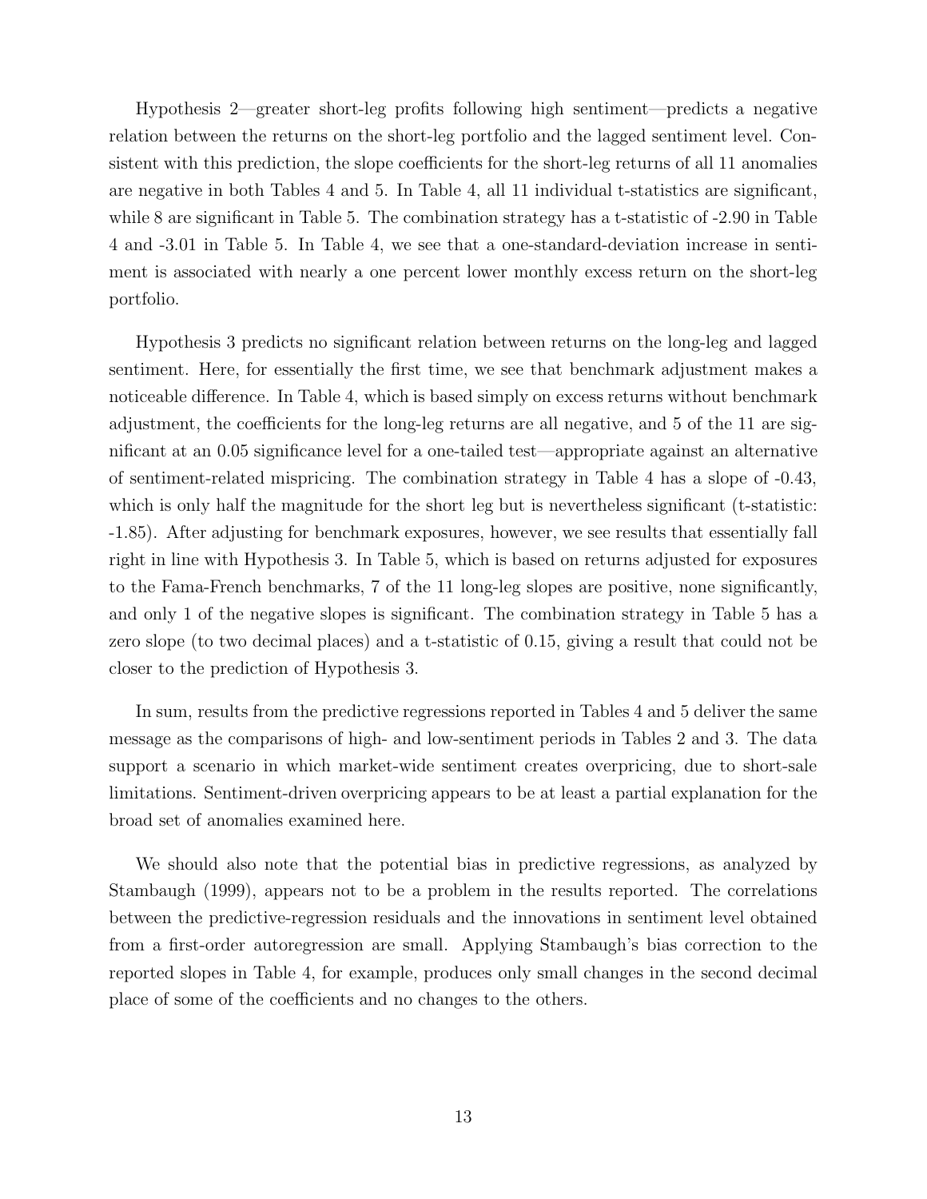Hypothesis 2—greater short-leg profits following high sentiment—predicts a negative relation between the returns on the short-leg portfolio and the lagged sentiment level. Consistent with this prediction, the slope coefficients for the short-leg returns of all 11 anomalies are negative in both Tables 4 and 5. In Table 4, all 11 individual t-statistics are significant, while 8 are significant in Table 5. The combination strategy has a t-statistic of -2.90 in Table 4 and -3.01 in Table 5. In Table 4, we see that a one-standard-deviation increase in sentiment is associated with nearly a one percent lower monthly excess return on the short-leg portfolio.

Hypothesis 3 predicts no significant relation between returns on the long-leg and lagged sentiment. Here, for essentially the first time, we see that benchmark adjustment makes a noticeable difference. In Table 4, which is based simply on excess returns without benchmark adjustment, the coefficients for the long-leg returns are all negative, and 5 of the 11 are significant at an 0.05 significance level for a one-tailed test—appropriate against an alternative of sentiment-related mispricing. The combination strategy in Table 4 has a slope of -0.43, which is only half the magnitude for the short leg but is nevertheless significant (t-statistic: -1.85). After adjusting for benchmark exposures, however, we see results that essentially fall right in line with Hypothesis 3. In Table 5, which is based on returns adjusted for exposures to the Fama-French benchmarks, 7 of the 11 long-leg slopes are positive, none significantly, and only 1 of the negative slopes is significant. The combination strategy in Table 5 has a zero slope (to two decimal places) and a t-statistic of 0.15, giving a result that could not be closer to the prediction of Hypothesis 3.

In sum, results from the predictive regressions reported in Tables 4 and 5 deliver the same message as the comparisons of high- and low-sentiment periods in Tables 2 and 3. The data support a scenario in which market-wide sentiment creates overpricing, due to short-sale limitations. Sentiment-driven overpricing appears to be at least a partial explanation for the broad set of anomalies examined here.

We should also note that the potential bias in predictive regressions, as analyzed by Stambaugh (1999), appears not to be a problem in the results reported. The correlations between the predictive-regression residuals and the innovations in sentiment level obtained from a first-order autoregression are small. Applying Stambaugh's bias correction to the reported slopes in Table 4, for example, produces only small changes in the second decimal place of some of the coefficients and no changes to the others.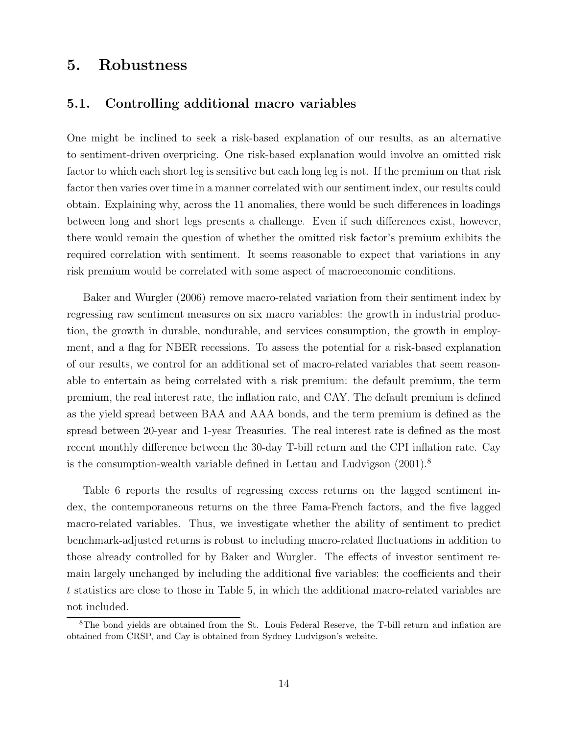## 5. Robustness

### 5.1. Controlling additional macro variables

One might be inclined to seek a risk-based explanation of our results, as an alternative to sentiment-driven overpricing. One risk-based explanation would involve an omitted risk factor to which each short leg is sensitive but each long leg is not. If the premium on that risk factor then varies over time in a manner correlated with our sentiment index, our results could obtain. Explaining why, across the 11 anomalies, there would be such differences in loadings between long and short legs presents a challenge. Even if such differences exist, however, there would remain the question of whether the omitted risk factor's premium exhibits the required correlation with sentiment. It seems reasonable to expect that variations in any risk premium would be correlated with some aspect of macroeconomic conditions.

Baker and Wurgler (2006) remove macro-related variation from their sentiment index by regressing raw sentiment measures on six macro variables: the growth in industrial production, the growth in durable, nondurable, and services consumption, the growth in employment, and a flag for NBER recessions. To assess the potential for a risk-based explanation of our results, we control for an additional set of macro-related variables that seem reasonable to entertain as being correlated with a risk premium: the default premium, the term premium, the real interest rate, the inflation rate, and CAY. The default premium is defined as the yield spread between BAA and AAA bonds, and the term premium is defined as the spread between 20-year and 1-year Treasuries. The real interest rate is defined as the most recent monthly difference between the 30-day T-bill return and the CPI inflation rate. Cay is the consumption-wealth variable defined in Lettau and Ludvigson (2001).[8]

Table 6 reports the results of regressing excess returns on the lagged sentiment index, the contemporaneous returns on the three Fama-French factors, and the five lagged macro-related variables. Thus, we investigate whether the ability of sentiment to predict benchmark-adjusted returns is robust to including macro-related fluctuations in addition to those already controlled for by Baker and Wurgler. The effects of investor sentiment remain largely unchanged by including the additional five variables: the coefficients and their $t$ statistics are close to those in Table 5, in which the additional macro-related variables are not included.

[8] The bond yields are obtained from the St. Louis Federal Reserve, the T-bill return and inflation are obtained from CRSP, and Cay is obtained from Sydney Ludvigson's website.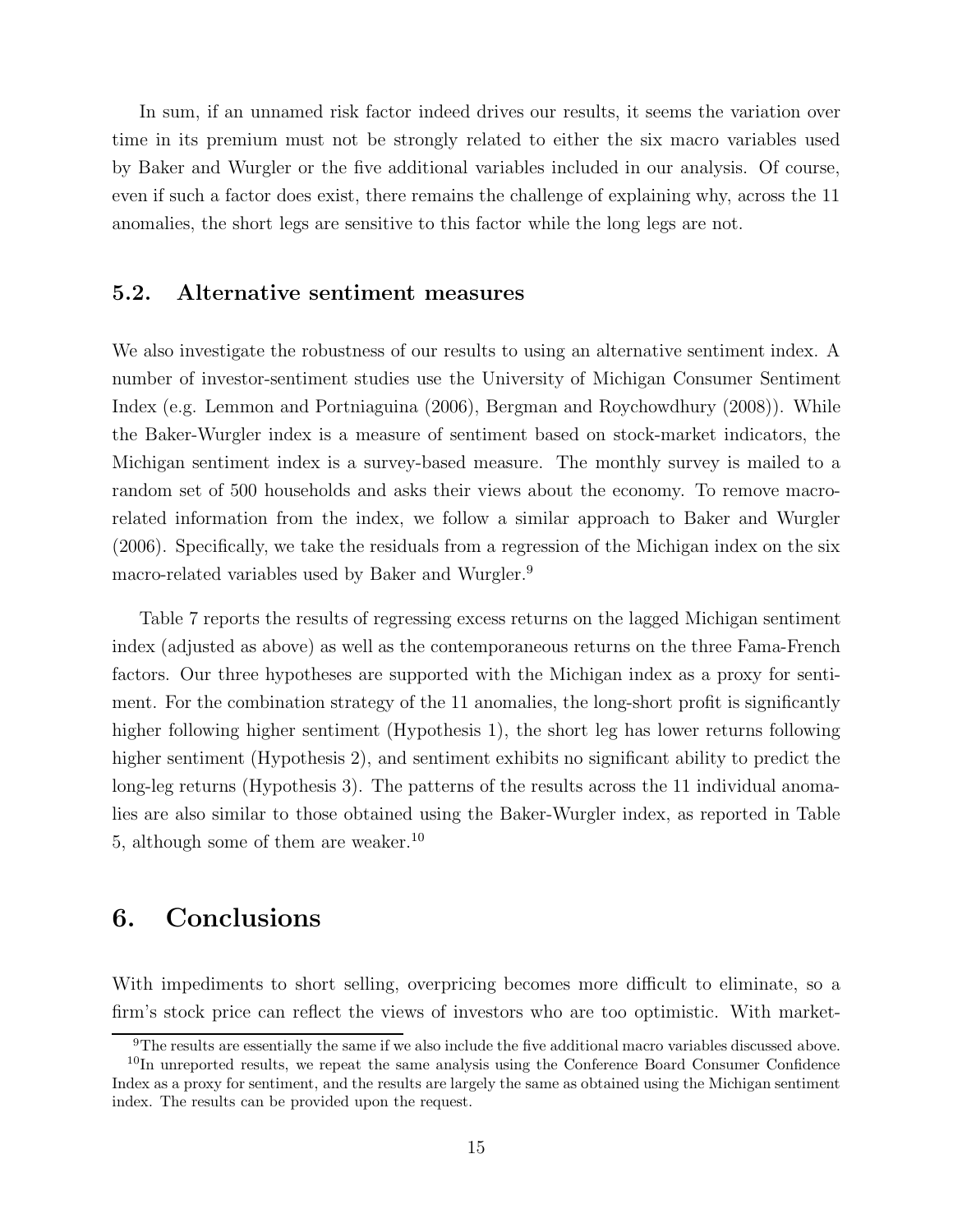In sum, if an unnamed risk factor indeed drives our results, it seems the variation over time in its premium must not be strongly related to either the six macro variables used by Baker and Wurgler or the five additional variables included in our analysis. Of course, even if such a factor does exist, there remains the challenge of explaining why, across the 11 anomalies, the short legs are sensitive to this factor while the long legs are not.

### 5.2. Alternative sentiment measures

We also investigate the robustness of our results to using an alternative sentiment index. A number of investor-sentiment studies use the University of Michigan Consumer Sentiment Index (e.g. Lemmon and Portniaguina (2006), Bergman and Roychowdhury (2008)). While the Baker-Wurgler index is a measure of sentiment based on stock-market indicators, the Michigan sentiment index is a survey-based measure. The monthly survey is mailed to a random set of 500 households and asks their views about the economy. To remove macro-related information from the index, we follow a similar approach to Baker and Wurgler (2006). Specifically, we take the residuals from a regression of the Michigan index on the six macro-related variables used by Baker and Wurgler.[9]

Table 7 reports the results of regressing excess returns on the lagged Michigan sentiment index (adjusted as above) as well as the contemporaneous returns on the three Fama-French factors. Our three hypotheses are supported with the Michigan index as a proxy for sentiment. For the combination strategy of the 11 anomalies, the long-short profit is significantly higher following higher sentiment (Hypothesis 1), the short leg has lower returns following higher sentiment (Hypothesis 2), and sentiment exhibits no significant ability to predict the long-leg returns (Hypothesis 3). The patterns of the results across the 11 individual anomalies are also similar to those obtained using the Baker-Wurgler index, as reported in Table 5, although some of them are weaker.[10]

## 6. Conclusions

With impediments to short selling, overpricing becomes more difficult to eliminate, so a firm's stock price can reflect the views of investors who are too optimistic. With market-

---

[9] The results are essentially the same if we also include the five additional macro variables discussed above.

[10] In unreported results, we repeat the same analysis using the Conference Board Consumer Confidence Index as a proxy for sentiment, and the results are largely the same as obtained using the Michigan sentiment index. The results can be provided upon the request.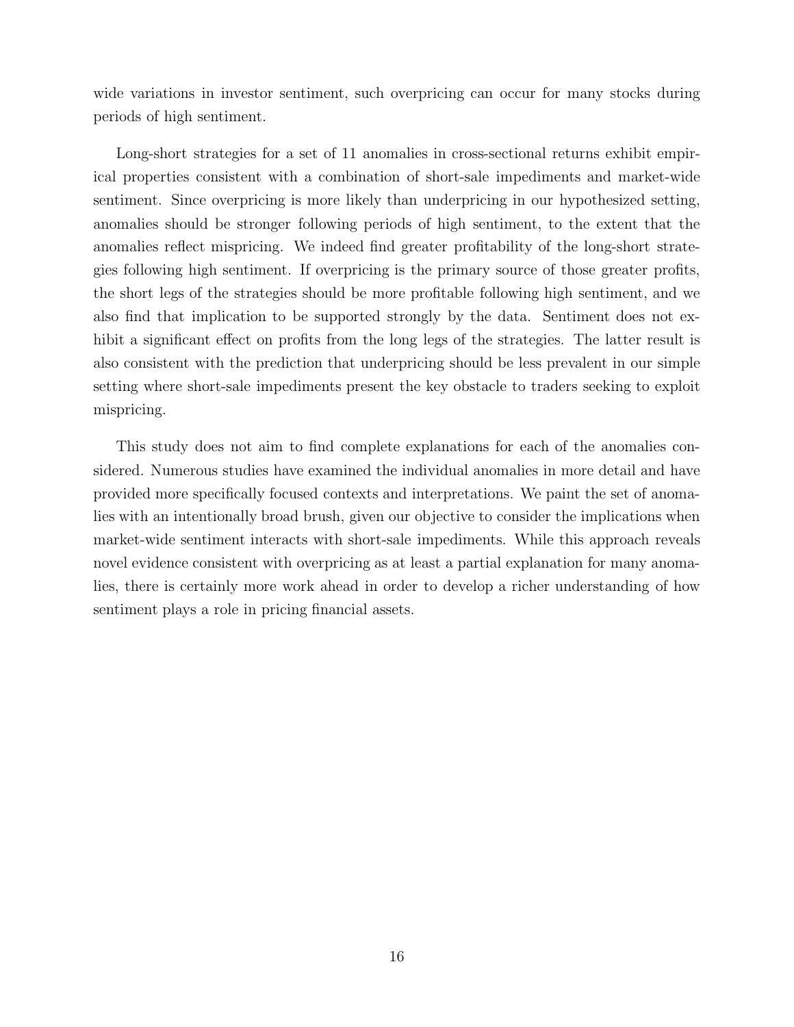wide variations in investor sentiment, such overpricing can occur for many stocks during periods of high sentiment.

Long-short strategies for a set of 11 anomalies in cross-sectional returns exhibit empirical properties consistent with a combination of short-sale impediments and market-wide sentiment. Since overpricing is more likely than underpricing in our hypothesized setting, anomalies should be stronger following periods of high sentiment, to the extent that the anomalies reflect mispricing. We indeed find greater profitability of the long-short strategies following high sentiment. If overpricing is the primary source of those greater profits, the short legs of the strategies should be more profitable following high sentiment, and we also find that implication to be supported strongly by the data. Sentiment does not exhibit a significant effect on profits from the long legs of the strategies. The latter result is also consistent with the prediction that underpricing should be less prevalent in our simple setting where short-sale impediments present the key obstacle to traders seeking to exploit mispricing.

This study does not aim to find complete explanations for each of the anomalies considered. Numerous studies have examined the individual anomalies in more detail and have provided more specifically focused contexts and interpretations. We paint the set of anomalies with an intentionally broad brush, given our objective to consider the implications when market-wide sentiment interacts with short-sale impediments. While this approach reveals novel evidence consistent with overpricing as at least a partial explanation for many anomalies, there is certainly more work ahead in order to develop a richer understanding of how sentiment plays a role in pricing financial assets.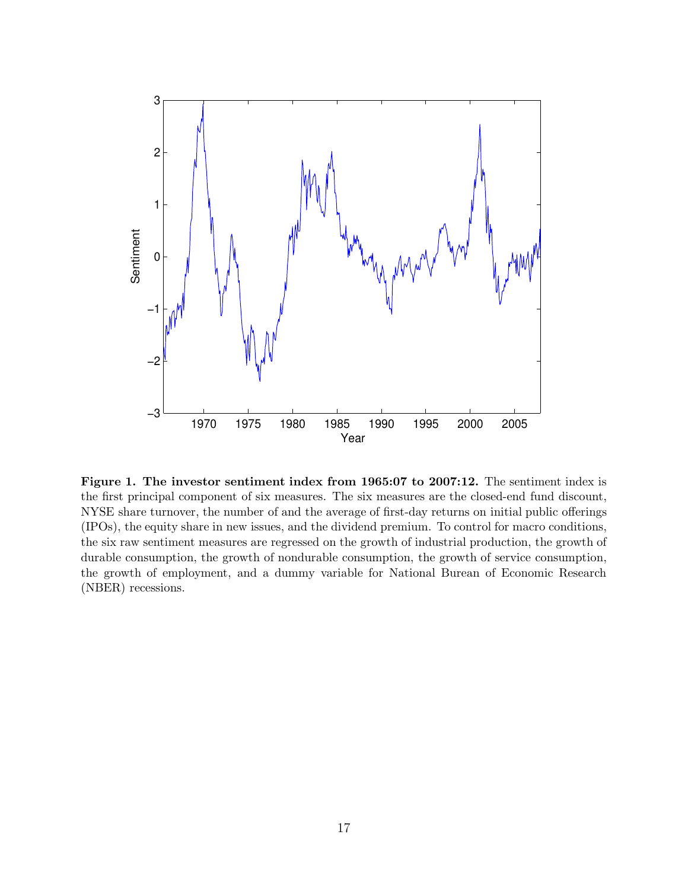**Figure 1. The investor sentiment index from 1965:07 to 2007:12.** The sentiment index is the first principal component of six measures. The six measures are the closed-end fund discount, NYSE share turnover, the number of and the average of first-day returns on initial public offerings (IPOs), the equity share in new issues, and the dividend premium. To control for macro conditions, the six raw sentiment measures are regressed on the growth of industrial production, the growth of durable consumption, the growth of nondurable consumption, the growth of service consumption, the growth of employment, and a dummy variable for National Bureau of Economic Research (NBER) recessions.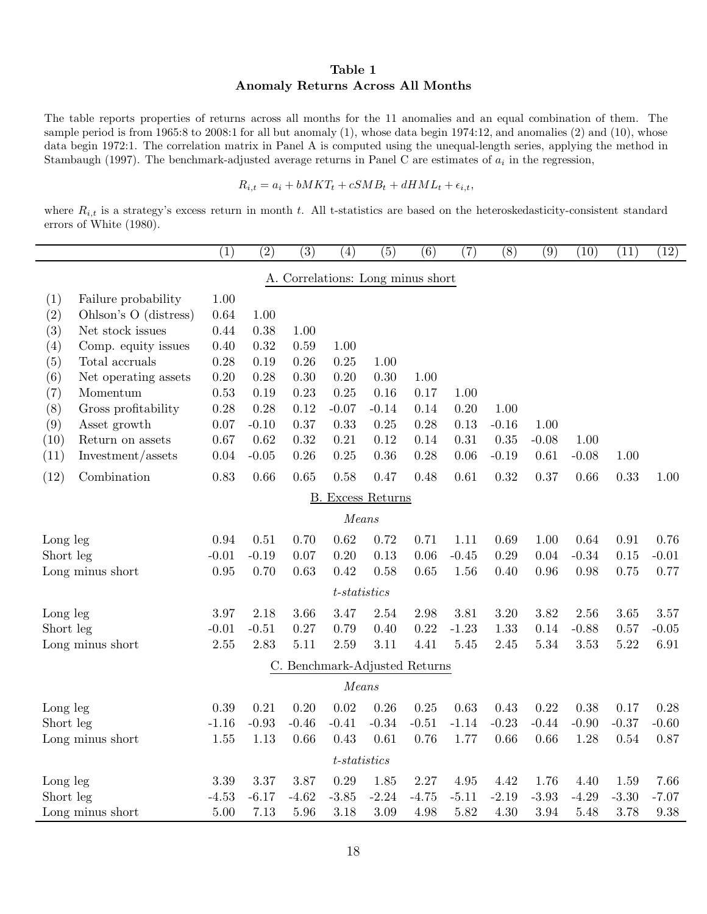**Table 1**
**Anomaly Returns Across All Months**

The table reports properties of returns across all months for the 11 anomalies and an equal combination of them. The sample period is from 1965:8 to 2008:1 for all but anomaly (1), whose data begin 1974:12, and anomalies (2) and (10), whose data begin 1972:1. The correlation matrix in Panel A is computed using the unequal-length series, applying the method in Stambaugh (1997). The benchmark-adjusted average returns in Panel C are estimates of $a_i$ in the regression,

$$R_{i,t} = a_i + bMKT_t + cSMB_t + dHML_t + \epsilon_{i,t},$$

where $R_{i,t}$ is a strategy's excess return in month $t$. All t-statistics are based on the heteroskedasticity-consistent standard errors of White (1980).

| | | (1) | (2) | (3) | (4) | (5) | (6) | (7) | (8) | (9) | (10) | (11) | (12) |
|---|---|---|---|---|---|---|---|---|---|---|---|---|---|
| | | | | | | A. Correlations: Long minus short | | | | | | | |
| (1) | Failure probability | 1.00 | | | | | | | | | | | |
| (2) | Ohlson's O (distress) | 0.64 | 1.00 | | | | | | | | | | |
| (3) | Net stock issues | 0.44 | 0.38 | 1.00 | | | | | | | | | |
| (4) | Comp. equity issues | 0.40 | 0.32 | 0.59 | 1.00 | | | | | | | | |
| (5) | Total accruals | 0.28 | 0.19 | 0.26 | 0.25 | 1.00 | | | | | | | |
| (6) | Net operating assets | 0.20 | 0.28 | 0.30 | 0.20 | 0.30 | 1.00 | | | | | | |
| (7) | Momentum | 0.53 | 0.19 | 0.23 | 0.25 | 0.16 | 0.17 | 1.00 | | | | | |
| (8) | Gross profitability | 0.28 | 0.28 | 0.12 | -0.07 | -0.14 | 0.14 | 0.20 | 1.00 | | | | |
| (9) | Asset growth | 0.07 | -0.10 | 0.37 | 0.33 | 0.25 | 0.28 | 0.13 | -0.16 | 1.00 | | | |
| (10) | Return on assets | 0.67 | 0.62 | 0.32 | 0.21 | 0.12 | 0.14 | 0.31 | 0.35 | -0.08 | 1.00 | | |
| (11) | Investment/assets | 0.04 | -0.05 | 0.26 | 0.25 | 0.36 | 0.28 | 0.06 | -0.19 | 0.61 | -0.08 | 1.00 | |
| (12) | Combination | 0.83 | 0.66 | 0.65 | 0.58 | 0.47 | 0.48 | 0.61 | 0.32 | 0.37 | 0.66 | 0.33 | 1.00 |
| | | | | | | B. Excess Returns | | | | | | | |
| | | | | | | *Means* | | | | | | | |
| Long leg | | 0.94 | 0.51 | 0.70 | 0.62 | 0.72 | 0.71 | 1.11 | 0.69 | 1.00 | 0.64 | 0.91 | 0.76 |
| Short leg | | -0.01 | -0.19 | 0.07 | 0.20 | 0.13 | 0.06 | -0.45 | 0.29 | 0.04 | -0.34 | 0.15 | -0.01 |
| Long minus short | | 0.95 | 0.70 | 0.63 | 0.42 | 0.58 | 0.65 | 1.56 | 0.40 | 0.96 | 0.98 | 0.75 | 0.77 |
| | | | | | | *t-statistics* | | | | | | | |
| Long leg | | 3.97 | 2.18 | 3.66 | 3.47 | 2.54 | 2.98 | 3.81 | 3.20 | 3.82 | 2.56 | 3.65 | 3.57 |
| Short leg | | -0.01 | -0.51 | 0.27 | 0.79 | 0.40 | 0.22 | -1.23 | 1.33 | 0.14 | -0.88 | 0.57 | -0.05 |
| Long minus short | | 2.55 | 2.83 | 5.11 | 2.59 | 3.11 | 4.41 | 5.45 | 2.45 | 5.34 | 3.53 | 5.22 | 6.91 |
| | | | | | | C. Benchmark-Adjusted Returns | | | | | | | |
| | | | | | | *Means* | | | | | | | |
| Long leg | | 0.39 | 0.21 | 0.20 | 0.02 | 0.26 | 0.25 | 0.63 | 0.43 | 0.22 | 0.38 | 0.17 | 0.28 |
| Short leg | | -1.16 | -0.93 | -0.46 | -0.41 | -0.34 | -0.51 | -1.14 | -0.23 | -0.44 | -0.90 | -0.37 | -0.60 |
| Long minus short | | 1.55 | 1.13 | 0.66 | 0.43 | 0.61 | 0.76 | 1.77 | 0.66 | 0.66 | 1.28 | 0.54 | 0.87 |
| | | | | | | *t-statistics* | | | | | | | |
| Long leg | | 3.39 | 3.37 | 3.87 | 0.29 | 1.85 | 2.27 | 4.95 | 4.42 | 1.76 | 4.40 | 1.59 | 7.66 |
| Short leg | | -4.53 | -6.17 | -4.62 | -3.85 | -2.24 | -4.75 | -5.11 | -2.19 | -3.93 | -4.29 | -3.30 | -7.07 |
| Long minus short | | 5.00 | 7.13 | 5.96 | 3.18 | 3.09 | 4.98 | 5.82 | 4.30 | 3.94 | 5.48 | 3.78 | 9.38 |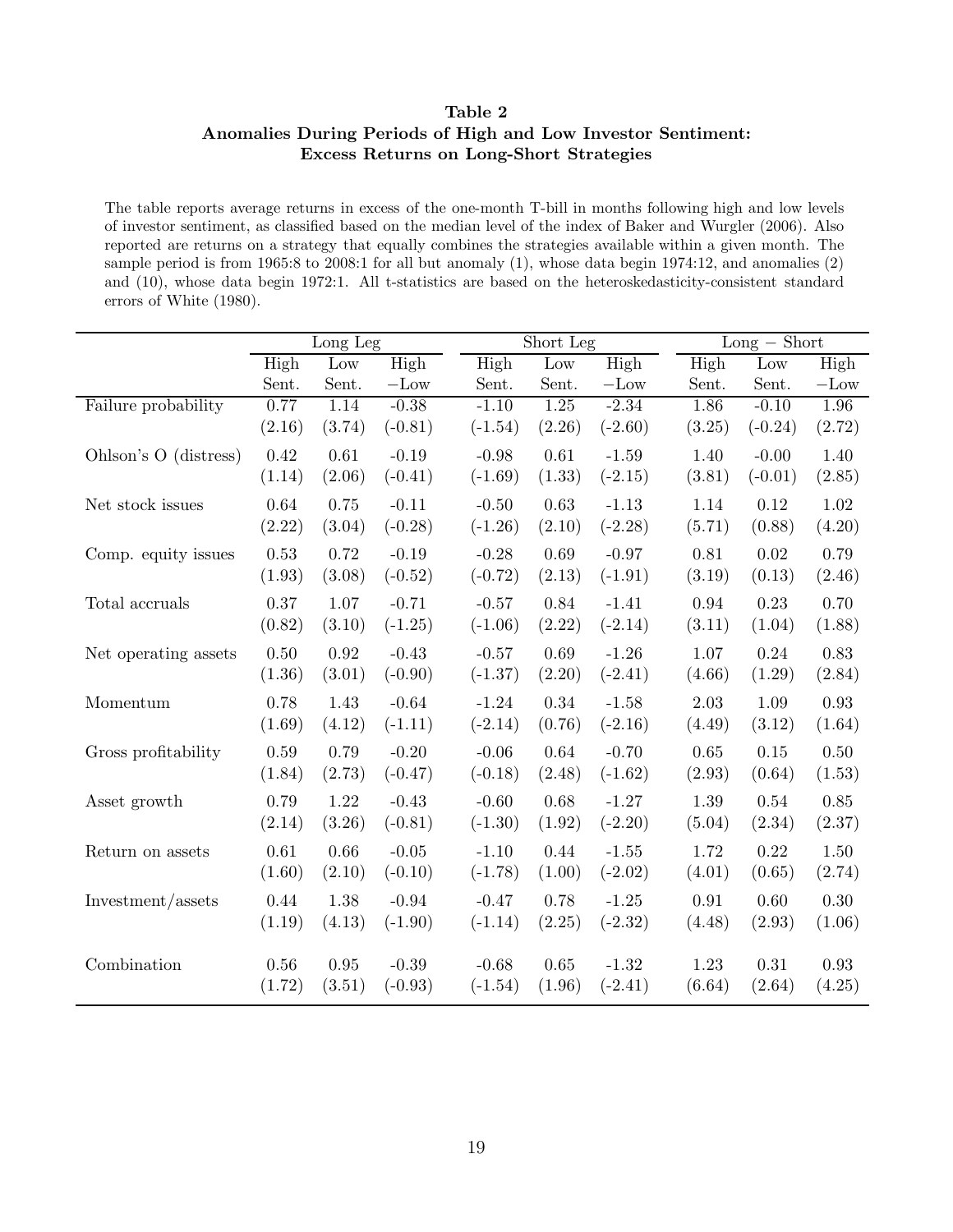**Table 2**
**Anomalies During Periods of High and Low Investor Sentiment: Excess Returns on Long-Short Strategies**

The table reports average returns in excess of the one-month T-bill in months following high and low levels of investor sentiment, as classified based on the median level of the index of Baker and Wurgler (2006). Also reported are returns on a strategy that equally combines the strategies available within a given month. The sample period is from 1965:8 to 2008:1 for all but anomaly (1), whose data begin 1974:12, and anomalies (2) and (10), whose data begin 1972:1. All t-statistics are based on the heteroskedasticity-consistent standard errors of White (1980).

| | Long Leg | | | Short Leg | | | Long − Short | | |
|---|---|---|---|---|---|---|---|---|---|
| | High Sent. | Low Sent. | High −Low | High Sent. | Low Sent. | High −Low | High Sent. | Low Sent. | High −Low |
| Failure probability | 0.77 | 1.14 | -0.38 | -1.10 | 1.25 | -2.34 | 1.86 | -0.10 | 1.96 |
| | (2.16) | (3.74) | (-0.81) | (-1.54) | (2.26) | (-2.60) | (3.25) | (-0.24) | (2.72) |
| Ohlson's O (distress) | 0.42 | 0.61 | -0.19 | -0.98 | 0.61 | -1.59 | 1.40 | -0.00 | 1.40 |
| | (1.14) | (2.06) | (-0.41) | (-1.69) | (1.33) | (-2.15) | (3.81) | (-0.01) | (2.85) |
| Net stock issues | 0.64 | 0.75 | -0.11 | -0.50 | 0.63 | -1.13 | 1.14 | 0.12 | 1.02 |
| | (2.22) | (3.04) | (-0.28) | (-1.26) | (2.10) | (-2.28) | (5.71) | (0.88) | (4.20) |
| Comp. equity issues | 0.53 | 0.72 | -0.19 | -0.28 | 0.69 | -0.97 | 0.81 | 0.02 | 0.79 |
| | (1.93) | (3.08) | (-0.52) | (-0.72) | (2.13) | (-1.91) | (3.19) | (0.13) | (2.46) |
| Total accruals | 0.37 | 1.07 | -0.71 | -0.57 | 0.84 | -1.41 | 0.94 | 0.23 | 0.70 |
| | (0.82) | (3.10) | (-1.25) | (-1.06) | (2.22) | (-2.14) | (3.11) | (1.04) | (1.88) |
| Net operating assets | 0.50 | 0.92 | -0.43 | -0.57 | 0.69 | -1.26 | 1.07 | 0.24 | 0.83 |
| | (1.36) | (3.01) | (-0.90) | (-1.37) | (2.20) | (-2.41) | (4.66) | (1.29) | (2.84) |
| Momentum | 0.78 | 1.43 | -0.64 | -1.24 | 0.34 | -1.58 | 2.03 | 1.09 | 0.93 |
| | (1.69) | (4.12) | (-1.11) | (-2.14) | (0.76) | (-2.16) | (4.49) | (3.12) | (1.64) |
| Gross profitability | 0.59 | 0.79 | -0.20 | -0.06 | 0.64 | -0.70 | 0.65 | 0.15 | 0.50 |
| | (1.84) | (2.73) | (-0.47) | (-0.18) | (2.48) | (-1.62) | (2.93) | (0.64) | (1.53) |
| Asset growth | 0.79 | 1.22 | -0.43 | -0.60 | 0.68 | -1.27 | 1.39 | 0.54 | 0.85 |
| | (2.14) | (3.26) | (-0.81) | (-1.30) | (1.92) | (-2.20) | (5.04) | (2.34) | (2.37) |
| Return on assets | 0.61 | 0.66 | -0.05 | -1.10 | 0.44 | -1.55 | 1.72 | 0.22 | 1.50 |
| | (1.60) | (2.10) | (-0.10) | (-1.78) | (1.00) | (-2.02) | (4.01) | (0.65) | (2.74) |
| Investment/assets | 0.44 | 1.38 | -0.94 | -0.47 | 0.78 | -1.25 | 0.91 | 0.60 | 0.30 |
| | (1.19) | (4.13) | (-1.90) | (-1.14) | (2.25) | (-2.32) | (4.48) | (2.93) | (1.06) |
| Combination | 0.56 | 0.95 | -0.39 | -0.68 | 0.65 | -1.32 | 1.23 | 0.31 | 0.93 |
| | (1.72) | (3.51) | (-0.93) | (-1.54) | (1.96) | (-2.41) | (6.64) | (2.64) | (4.25) |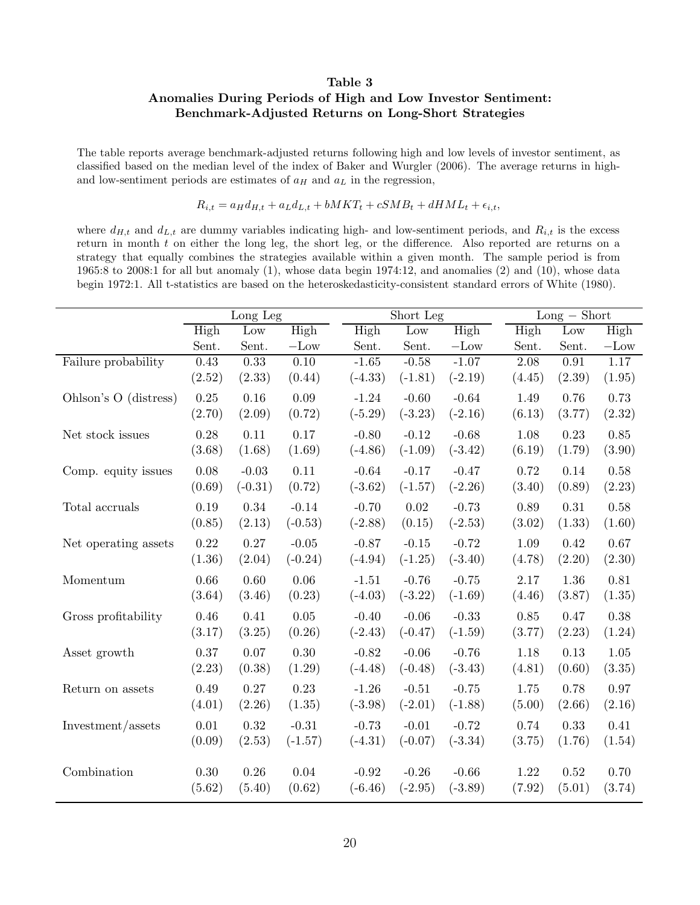**Table 3**
**Anomalies During Periods of High and Low Investor Sentiment: Benchmark-Adjusted Returns on Long-Short Strategies**

The table reports average benchmark-adjusted returns following high and low levels of investor sentiment, as classified based on the median level of the index of Baker and Wurgler (2006). The average returns in high- and low-sentiment periods are estimates of $a_H$ and $a_L$ in the regression,

$$R_{i,t} = a_H d_{H,t} + a_L d_{L,t} + bMKT_t + cSMB_t + dHML_t + \epsilon_{i,t},$$

where $d_{H,t}$ and $d_{L,t}$ are dummy variables indicating high- and low-sentiment periods, and $R_{i,t}$ is the excess return in month $t$ on either the long leg, the short leg, or the difference. Also reported are returns on a strategy that equally combines the strategies available within a given month. The sample period is from 1965:8 to 2008:1 for all but anomaly (1), whose data begin 1974:12, and anomalies (2) and (10), whose data begin 1972:1. All t-statistics are based on the heteroskedasticity-consistent standard errors of White (1980).

| | Long Leg | | | Short Leg | | | Long − Short | | |
|---|---|---|---|---|---|---|---|---|---|
| | High Sent. | Low Sent. | High −Low | High Sent. | Low Sent. | High −Low | High Sent. | Low Sent. | High −Low |
| Failure probability | 0.43 | 0.33 | 0.10 | -1.65 | -0.58 | -1.07 | 2.08 | 0.91 | 1.17 |
| | (2.52) | (2.33) | (0.44) | (-4.33) | (-1.81) | (-2.19) | (4.45) | (2.39) | (1.95) |
| Ohlson's O (distress) | 0.25 | 0.16 | 0.09 | -1.24 | -0.60 | -0.64 | 1.49 | 0.76 | 0.73 |
| | (2.70) | (2.09) | (0.72) | (-5.29) | (-3.23) | (-2.16) | (6.13) | (3.77) | (2.32) |
| Net stock issues | 0.28 | 0.11 | 0.17 | -0.80 | -0.12 | -0.68 | 1.08 | 0.23 | 0.85 |
| | (3.68) | (1.68) | (1.69) | (-4.86) | (-1.09) | (-3.42) | (6.19) | (1.79) | (3.90) |
| Comp. equity issues | 0.08 | -0.03 | 0.11 | -0.64 | -0.17 | -0.47 | 0.72 | 0.14 | 0.58 |
| | (0.69) | (-0.31) | (0.72) | (-3.62) | (-1.57) | (-2.26) | (3.40) | (0.89) | (2.23) |
| Total accruals | 0.19 | 0.34 | -0.14 | -0.70 | 0.02 | -0.73 | 0.89 | 0.31 | 0.58 |
| | (0.85) | (2.13) | (-0.53) | (-2.88) | (0.15) | (-2.53) | (3.02) | (1.33) | (1.60) |
| Net operating assets | 0.22 | 0.27 | -0.05 | -0.87 | -0.15 | -0.72 | 1.09 | 0.42 | 0.67 |
| | (1.36) | (2.04) | (-0.24) | (-4.94) | (-1.25) | (-3.40) | (4.78) | (2.20) | (2.30) |
| Momentum | 0.66 | 0.60 | 0.06 | -1.51 | -0.76 | -0.75 | 2.17 | 1.36 | 0.81 |
| | (3.64) | (3.46) | (0.23) | (-4.03) | (-3.22) | (-1.69) | (4.46) | (3.87) | (1.35) |
| Gross profitability | 0.46 | 0.41 | 0.05 | -0.40 | -0.06 | -0.33 | 0.85 | 0.47 | 0.38 |
| | (3.17) | (3.25) | (0.26) | (-2.43) | (-0.47) | (-1.59) | (3.77) | (2.23) | (1.24) |
| Asset growth | 0.37 | 0.07 | 0.30 | -0.82 | -0.06 | -0.76 | 1.18 | 0.13 | 1.05 |
| | (2.23) | (0.38) | (1.29) | (-4.48) | (-0.48) | (-3.43) | (4.81) | (0.60) | (3.35) |
| Return on assets | 0.49 | 0.27 | 0.23 | -1.26 | -0.51 | -0.75 | 1.75 | 0.78 | 0.97 |
| | (4.01) | (2.26) | (1.35) | (-3.98) | (-2.01) | (-1.88) | (5.00) | (2.66) | (2.16) |
| Investment/assets | 0.01 | 0.32 | -0.31 | -0.73 | -0.01 | -0.72 | 0.74 | 0.33 | 0.41 |
| | (0.09) | (2.53) | (-1.57) | (-4.31) | (-0.07) | (-3.34) | (3.75) | (1.76) | (1.54) |
| Combination | 0.30 | 0.26 | 0.04 | -0.92 | -0.26 | -0.66 | 1.22 | 0.52 | 0.70 |
| | (5.62) | (5.40) | (0.62) | (-6.46) | (-2.95) | (-3.89) | (7.92) | (5.01) | (3.74) |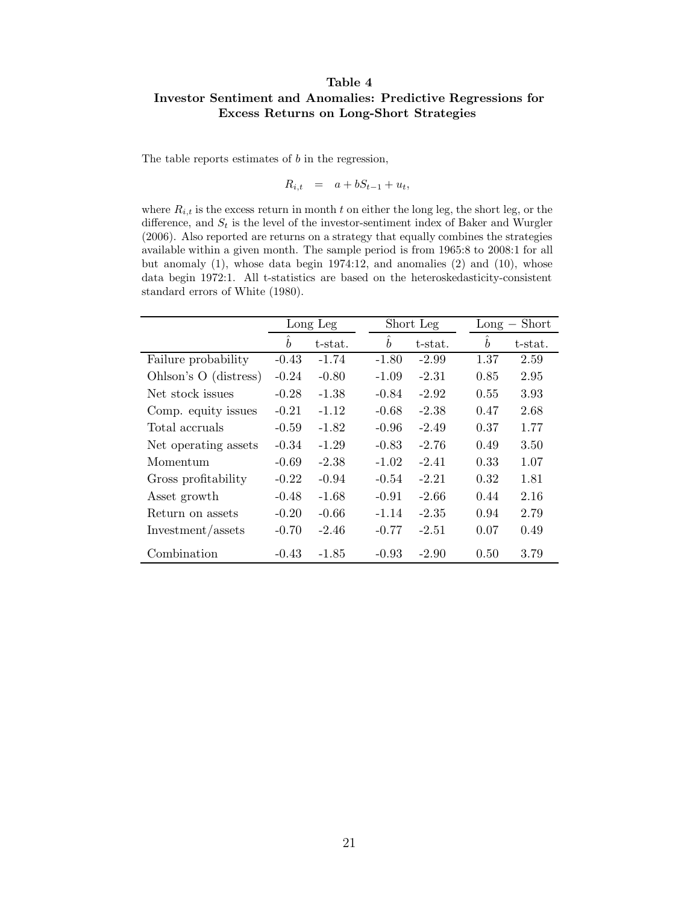**Table 4**
**Investor Sentiment and Anomalies: Predictive Regressions for Excess Returns on Long-Short Strategies**

The table reports estimates of $b$ in the regression,

$$R_{i,t} \quad = \quad a + bS_{t-1} + u_t,$$

where $R_{i,t}$ is the excess return in month $t$ on either the long leg, the short leg, or the difference, and $S_t$ is the level of the investor-sentiment index of Baker and Wurgler (2006). Also reported are returns on a strategy that equally combines the strategies available within a given month. The sample period is from 1965:8 to 2008:1 for all but anomaly (1), whose data begin 1974:12, and anomalies (2) and (10), whose data begin 1972:1. All t-statistics are based on the heteroskedasticity-consistent standard errors of White (1980).

| | Long Leg | | Short Leg | | Long − Short | |
|---|---|---|---|---|---|---|
| | $\hat{b}$ | t-stat. | $\hat{b}$ | t-stat. | $\hat{b}$ | t-stat. |
| Failure probability | -0.43 | -1.74 | -1.80 | -2.99 | 1.37 | 2.59 |
| Ohlson's O (distress) | -0.24 | -0.80 | -1.09 | -2.31 | 0.85 | 2.95 |
| Net stock issues | -0.28 | -1.38 | -0.84 | -2.92 | 0.55 | 3.93 |
| Comp. equity issues | -0.21 | -1.12 | -0.68 | -2.38 | 0.47 | 2.68 |
| Total accruals | -0.59 | -1.82 | -0.96 | -2.49 | 0.37 | 1.77 |
| Net operating assets | -0.34 | -1.29 | -0.83 | -2.76 | 0.49 | 3.50 |
| Momentum | -0.69 | -2.38 | -1.02 | -2.41 | 0.33 | 1.07 |
| Gross profitability | -0.22 | -0.94 | -0.54 | -2.21 | 0.32 | 1.81 |
| Asset growth | -0.48 | -1.68 | -0.91 | -2.66 | 0.44 | 2.16 |
| Return on assets | -0.20 | -0.66 | -1.14 | -2.35 | 0.94 | 2.79 |
| Investment/assets | -0.70 | -2.46 | -0.77 | -2.51 | 0.07 | 0.49 |
| Combination | -0.43 | -1.85 | -0.93 | -2.90 | 0.50 | 3.79 |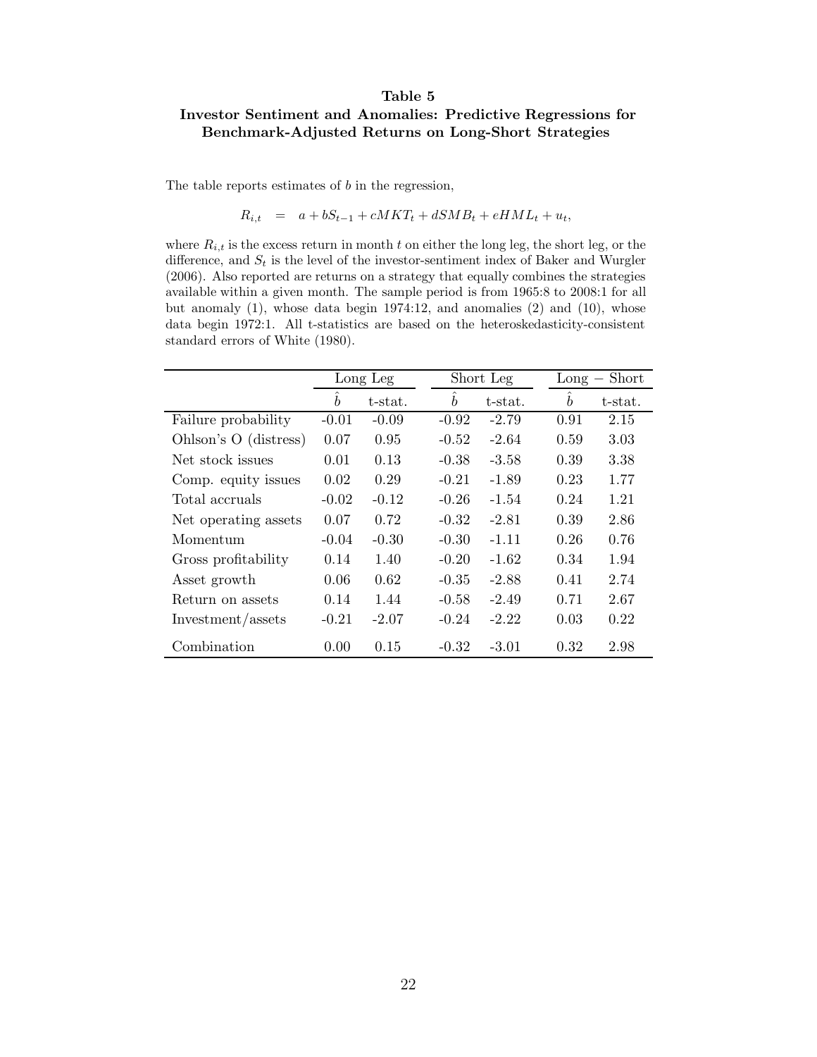**Table 5**

**Investor Sentiment and Anomalies: Predictive Regressions for Benchmark-Adjusted Returns on Long-Short Strategies**

The table reports estimates of $b$ in the regression,

$$R_{i,t} \;\; = \;\; a + bS_{t-1} + cMKT_t + dSMB_t + eHML_t + u_t,$$

where $R_{i,t}$ is the excess return in month $t$ on either the long leg, the short leg, or the difference, and $S_t$ is the level of the investor-sentiment index of Baker and Wurgler (2006). Also reported are returns on a strategy that equally combines the strategies available within a given month. The sample period is from 1965:8 to 2008:1 for all but anomaly (1), whose data begin 1974:12, and anomalies (2) and (10), whose data begin 1972:1. All t-statistics are based on the heteroskedasticity-consistent standard errors of White (1980).

| | Long Leg | | Short Leg | | Long − Short | |
|---|---|---|---|---|---|---|
| | $\hat{b}$ | t-stat. | $\hat{b}$ | t-stat. | $\hat{b}$ | t-stat. |
| Failure probability | -0.01 | -0.09 | -0.92 | -2.79 | 0.91 | 2.15 |
| Ohlson's O (distress) | 0.07 | 0.95 | -0.52 | -2.64 | 0.59 | 3.03 |
| Net stock issues | 0.01 | 0.13 | -0.38 | -3.58 | 0.39 | 3.38 |
| Comp. equity issues | 0.02 | 0.29 | -0.21 | -1.89 | 0.23 | 1.77 |
| Total accruals | -0.02 | -0.12 | -0.26 | -1.54 | 0.24 | 1.21 |
| Net operating assets | 0.07 | 0.72 | -0.32 | -2.81 | 0.39 | 2.86 |
| Momentum | -0.04 | -0.30 | -0.30 | -1.11 | 0.26 | 0.76 |
| Gross profitability | 0.14 | 1.40 | -0.20 | -1.62 | 0.34 | 1.94 |
| Asset growth | 0.06 | 0.62 | -0.35 | -2.88 | 0.41 | 2.74 |
| Return on assets | 0.14 | 1.44 | -0.58 | -2.49 | 0.71 | 2.67 |
| Investment/assets | -0.21 | -2.07 | -0.24 | -2.22 | 0.03 | 0.22 |
| Combination | 0.00 | 0.15 | -0.32 | -3.01 | 0.32 | 2.98 |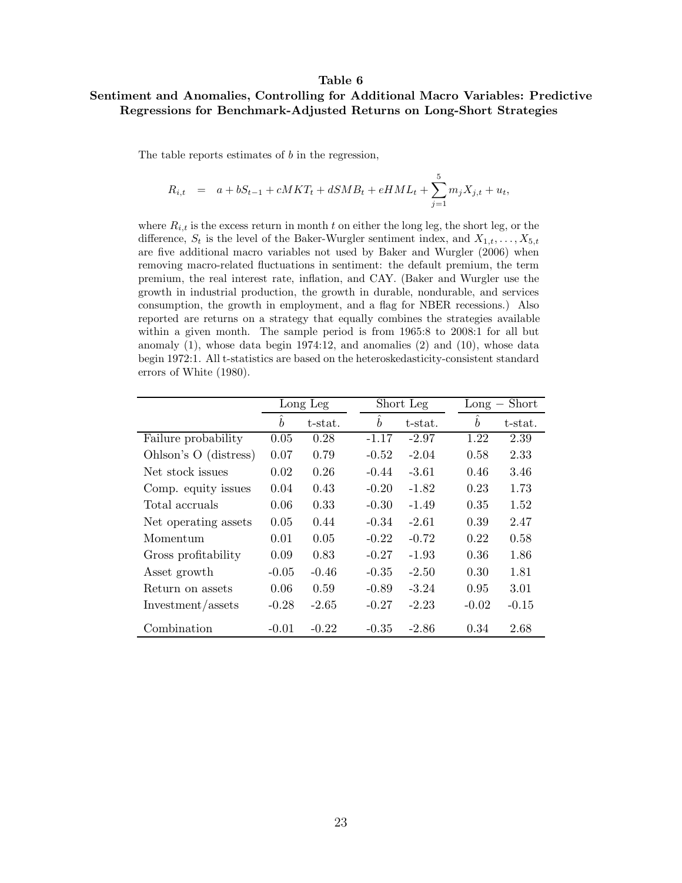**Table 6**

**Sentiment and Anomalies, Controlling for Additional Macro Variables: Predictive Regressions for Benchmark-Adjusted Returns on Long-Short Strategies**

The table reports estimates of $b$ in the regression,

$$R_{i,t} \quad = \quad a + bS_{t-1} + cMKT_t + dSMB_t + eHML_t + \sum_{j=1}^{5} m_j X_{j,t} + u_t,$$

where $R_{i,t}$ is the excess return in month $t$ on either the long leg, the short leg, or the difference, $S_t$ is the level of the Baker-Wurgler sentiment index, and $X_{1,t}, \ldots, X_{5,t}$ are five additional macro variables not used by Baker and Wurgler (2006) when removing macro-related fluctuations in sentiment: the default premium, the term premium, the real interest rate, inflation, and CAY. (Baker and Wurgler use the growth in industrial production, the growth in durable, nondurable, and services consumption, the growth in employment, and a flag for NBER recessions.) Also reported are returns on a strategy that equally combines the strategies available within a given month. The sample period is from 1965:8 to 2008:1 for all but anomaly (1), whose data begin 1974:12, and anomalies (2) and (10), whose data begin 1972:1. All t-statistics are based on the heteroskedasticity-consistent standard errors of White (1980).

| | Long Leg | | Short Leg | | Long − Short | |
|---|---|---|---|---|---|---|
| | $\hat{b}$ | t-stat. | $\hat{b}$ | t-stat. | $\hat{b}$ | t-stat. |
| Failure probability | 0.05 | 0.28 | -1.17 | -2.97 | 1.22 | 2.39 |
| Ohlson's O (distress) | 0.07 | 0.79 | -0.52 | -2.04 | 0.58 | 2.33 |
| Net stock issues | 0.02 | 0.26 | -0.44 | -3.61 | 0.46 | 3.46 |
| Comp. equity issues | 0.04 | 0.43 | -0.20 | -1.82 | 0.23 | 1.73 |
| Total accruals | 0.06 | 0.33 | -0.30 | -1.49 | 0.35 | 1.52 |
| Net operating assets | 0.05 | 0.44 | -0.34 | -2.61 | 0.39 | 2.47 |
| Momentum | 0.01 | 0.05 | -0.22 | -0.72 | 0.22 | 0.58 |
| Gross profitability | 0.09 | 0.83 | -0.27 | -1.93 | 0.36 | 1.86 |
| Asset growth | -0.05 | -0.46 | -0.35 | -2.50 | 0.30 | 1.81 |
| Return on assets | 0.06 | 0.59 | -0.89 | -3.24 | 0.95 | 3.01 |
| Investment/assets | -0.28 | -2.65 | -0.27 | -2.23 | -0.02 | -0.15 |
| Combination | -0.01 | -0.22 | -0.35 | -2.86 | 0.34 | 2.68 |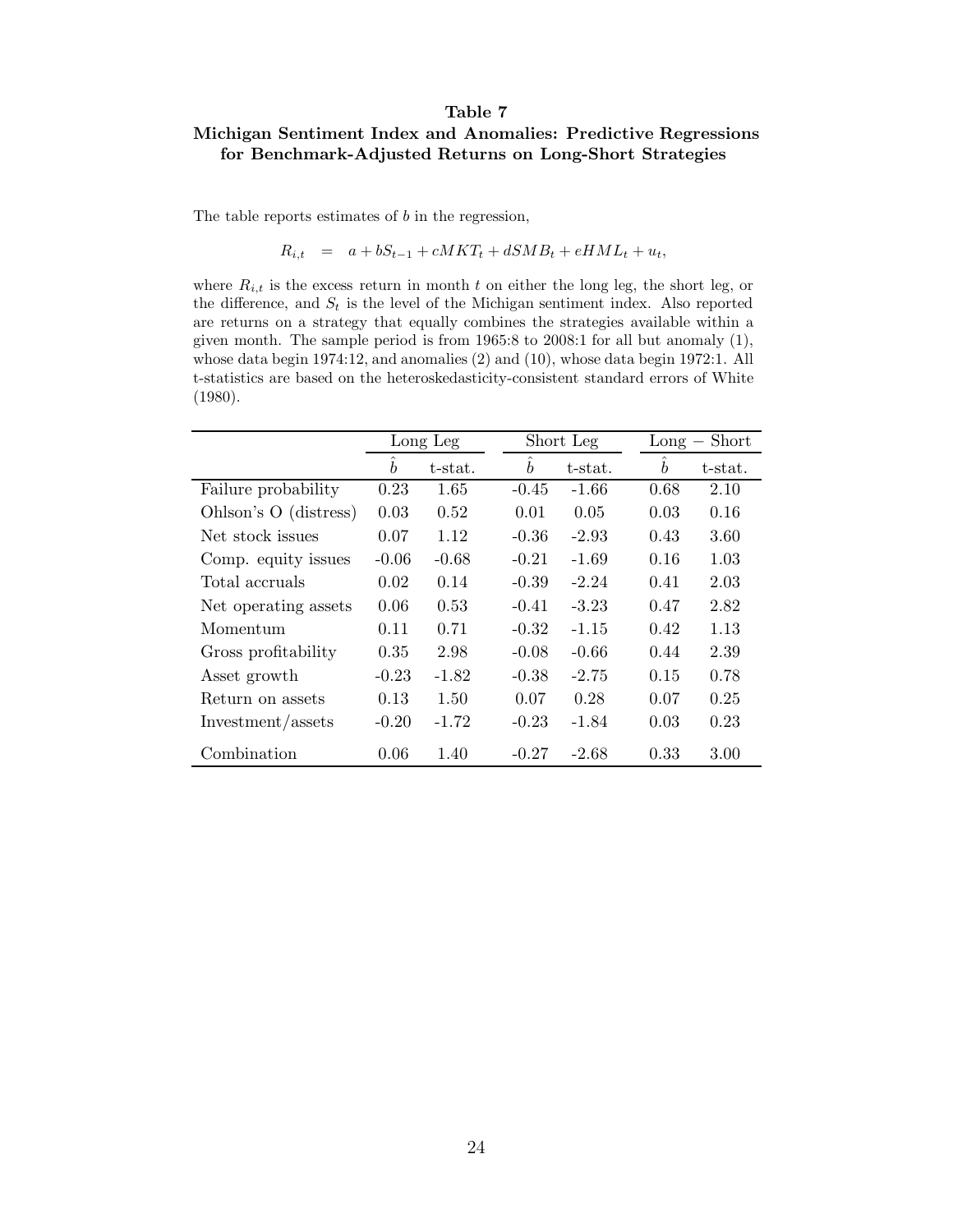**Table 7**

**Michigan Sentiment Index and Anomalies: Predictive Regressions for Benchmark-Adjusted Returns on Long-Short Strategies**

The table reports estimates of $b$ in the regression,

$$R_{i,t} \quad = \quad a + bS_{t-1} + cMKT_t + dSMB_t + eHML_t + u_t,$$

where $R_{i,t}$ is the excess return in month $t$ on either the long leg, the short leg, or the difference, and $S_t$ is the level of the Michigan sentiment index. Also reported are returns on a strategy that equally combines the strategies available within a given month. The sample period is from 1965:8 to 2008:1 for all but anomaly (1), whose data begin 1974:12, and anomalies (2) and (10), whose data begin 1972:1. All t-statistics are based on the heteroskedasticity-consistent standard errors of White (1980).

| | Long Leg | | Short Leg | | Long − Short | |
|---|---|---|---|---|---|---|
| | $\hat{b}$ | t-stat. | $\hat{b}$ | t-stat. | $\hat{b}$ | t-stat. |
| Failure probability | 0.23 | 1.65 | -0.45 | -1.66 | 0.68 | 2.10 |
| Ohlson's O (distress) | 0.03 | 0.52 | 0.01 | 0.05 | 0.03 | 0.16 |
| Net stock issues | 0.07 | 1.12 | -0.36 | -2.93 | 0.43 | 3.60 |
| Comp. equity issues | -0.06 | -0.68 | -0.21 | -1.69 | 0.16 | 1.03 |
| Total accruals | 0.02 | 0.14 | -0.39 | -2.24 | 0.41 | 2.03 |
| Net operating assets | 0.06 | 0.53 | -0.41 | -3.23 | 0.47 | 2.82 |
| Momentum | 0.11 | 0.71 | -0.32 | -1.15 | 0.42 | 1.13 |
| Gross profitability | 0.35 | 2.98 | -0.08 | -0.66 | 0.44 | 2.39 |
| Asset growth | -0.23 | -1.82 | -0.38 | -2.75 | 0.15 | 0.78 |
| Return on assets | 0.13 | 1.50 | 0.07 | 0.28 | 0.07 | 0.25 |
| Investment/assets | -0.20 | -1.72 | -0.23 | -1.84 | 0.03 | 0.23 |
| Combination | 0.06 | 1.40 | -0.27 | -2.68 | 0.33 | 3.00 |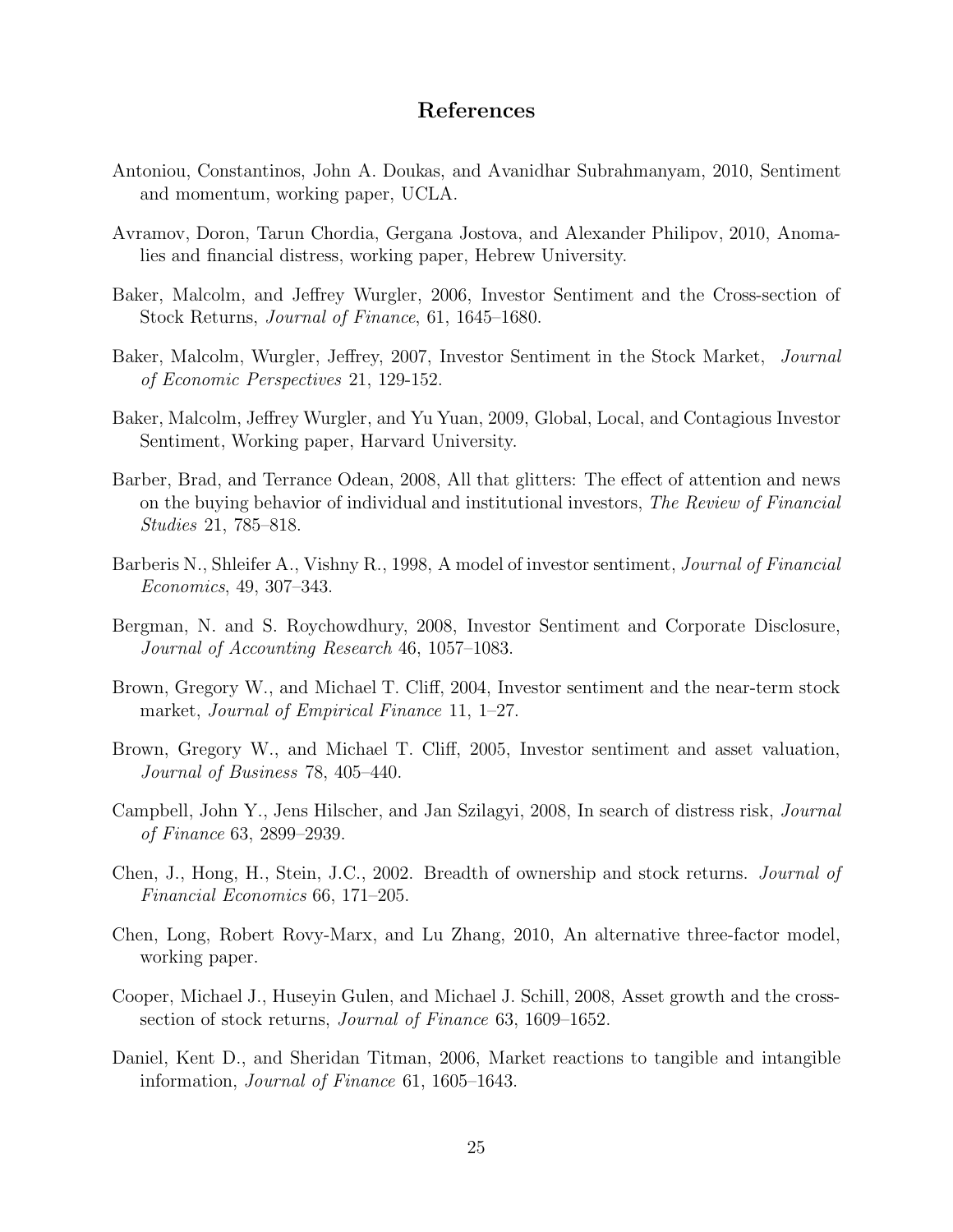## References

Antoniou, Constantinos, John A. Doukas, and Avanidhar Subrahmanyam, 2010, Sentiment and momentum, working paper, UCLA.

Avramov, Doron, Tarun Chordia, Gergana Jostova, and Alexander Philipov, 2010, Anomalies and financial distress, working paper, Hebrew University.

Baker, Malcolm, and Jeffrey Wurgler, 2006, Investor Sentiment and the Cross-section of Stock Returns, *Journal of Finance*, 61, 1645–1680.

Baker, Malcolm, Wurgler, Jeffrey, 2007, Investor Sentiment in the Stock Market, *Journal of Economic Perspectives* 21, 129-152.

Baker, Malcolm, Jeffrey Wurgler, and Yu Yuan, 2009, Global, Local, and Contagious Investor Sentiment, Working paper, Harvard University.

Barber, Brad, and Terrance Odean, 2008, All that glitters: The effect of attention and news on the buying behavior of individual and institutional investors, *The Review of Financial Studies* 21, 785–818.

Barberis N., Shleifer A., Vishny R., 1998, A model of investor sentiment, *Journal of Financial Economics*, 49, 307–343.

Bergman, N. and S. Roychowdhury, 2008, Investor Sentiment and Corporate Disclosure, *Journal of Accounting Research* 46, 1057–1083.

Brown, Gregory W., and Michael T. Cliff, 2004, Investor sentiment and the near-term stock market, *Journal of Empirical Finance* 11, 1–27.

Brown, Gregory W., and Michael T. Cliff, 2005, Investor sentiment and asset valuation, *Journal of Business* 78, 405–440.

Campbell, John Y., Jens Hilscher, and Jan Szilagyi, 2008, In search of distress risk, *Journal of Finance* 63, 2899–2939.

Chen, J., Hong, H., Stein, J.C., 2002. Breadth of ownership and stock returns. *Journal of Financial Economics* 66, 171–205.

Chen, Long, Robert Rovy-Marx, and Lu Zhang, 2010, An alternative three-factor model, working paper.

Cooper, Michael J., Huseyin Gulen, and Michael J. Schill, 2008, Asset growth and the cross-section of stock returns, *Journal of Finance* 63, 1609–1652.

Daniel, Kent D., and Sheridan Titman, 2006, Market reactions to tangible and intangible information, *Journal of Finance* 61, 1605–1643.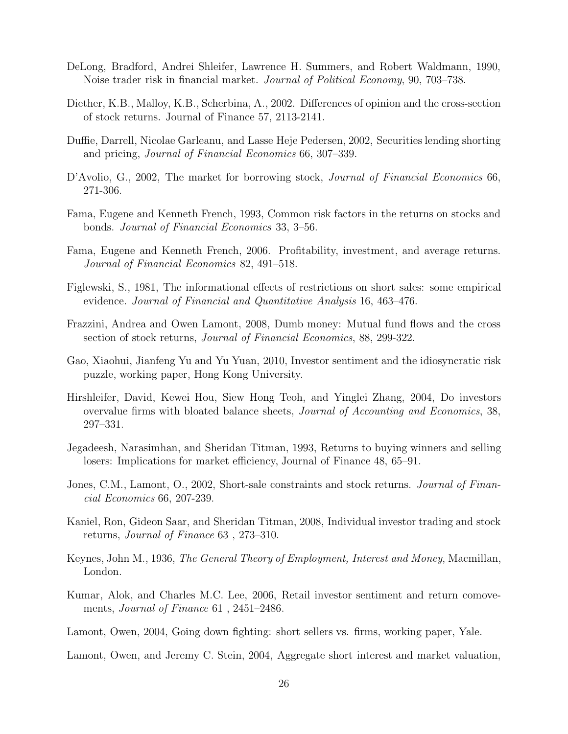DeLong, Bradford, Andrei Shleifer, Lawrence H. Summers, and Robert Waldmann, 1990, Noise trader risk in financial market. *Journal of Political Economy*, 90, 703–738.

Diether, K.B., Malloy, K.B., Scherbina, A., 2002. Differences of opinion and the cross-section of stock returns. Journal of Finance 57, 2113-2141.

Duffie, Darrell, Nicolae Garleanu, and Lasse Heje Pedersen, 2002, Securities lending shorting and pricing, *Journal of Financial Economics* 66, 307–339.

D'Avolio, G., 2002, The market for borrowing stock, *Journal of Financial Economics* 66, 271-306.

Fama, Eugene and Kenneth French, 1993, Common risk factors in the returns on stocks and bonds. *Journal of Financial Economics* 33, 3–56.

Fama, Eugene and Kenneth French, 2006. Profitability, investment, and average returns. *Journal of Financial Economics* 82, 491–518.

Figlewski, S., 1981, The informational effects of restrictions on short sales: some empirical evidence. *Journal of Financial and Quantitative Analysis* 16, 463–476.

Frazzini, Andrea and Owen Lamont, 2008, Dumb money: Mutual fund flows and the cross section of stock returns, *Journal of Financial Economics*, 88, 299-322.

Gao, Xiaohui, Jianfeng Yu and Yu Yuan, 2010, Investor sentiment and the idiosyncratic risk puzzle, working paper, Hong Kong University.

Hirshleifer, David, Kewei Hou, Siew Hong Teoh, and Yinglei Zhang, 2004, Do investors overvalue firms with bloated balance sheets, *Journal of Accounting and Economics*, 38, 297–331.

Jegadeesh, Narasimhan, and Sheridan Titman, 1993, Returns to buying winners and selling losers: Implications for market efficiency, Journal of Finance 48, 65–91.

Jones, C.M., Lamont, O., 2002, Short-sale constraints and stock returns. *Journal of Financial Economics* 66, 207-239.

Kaniel, Ron, Gideon Saar, and Sheridan Titman, 2008, Individual investor trading and stock returns, *Journal of Finance* 63 , 273–310.

Keynes, John M., 1936, *The General Theory of Employment, Interest and Money*, Macmillan, London.

Kumar, Alok, and Charles M.C. Lee, 2006, Retail investor sentiment and return comovements, *Journal of Finance* 61 , 2451–2486.

Lamont, Owen, 2004, Going down fighting: short sellers vs. firms, working paper, Yale.

Lamont, Owen, and Jeremy C. Stein, 2004, Aggregate short interest and market valuation,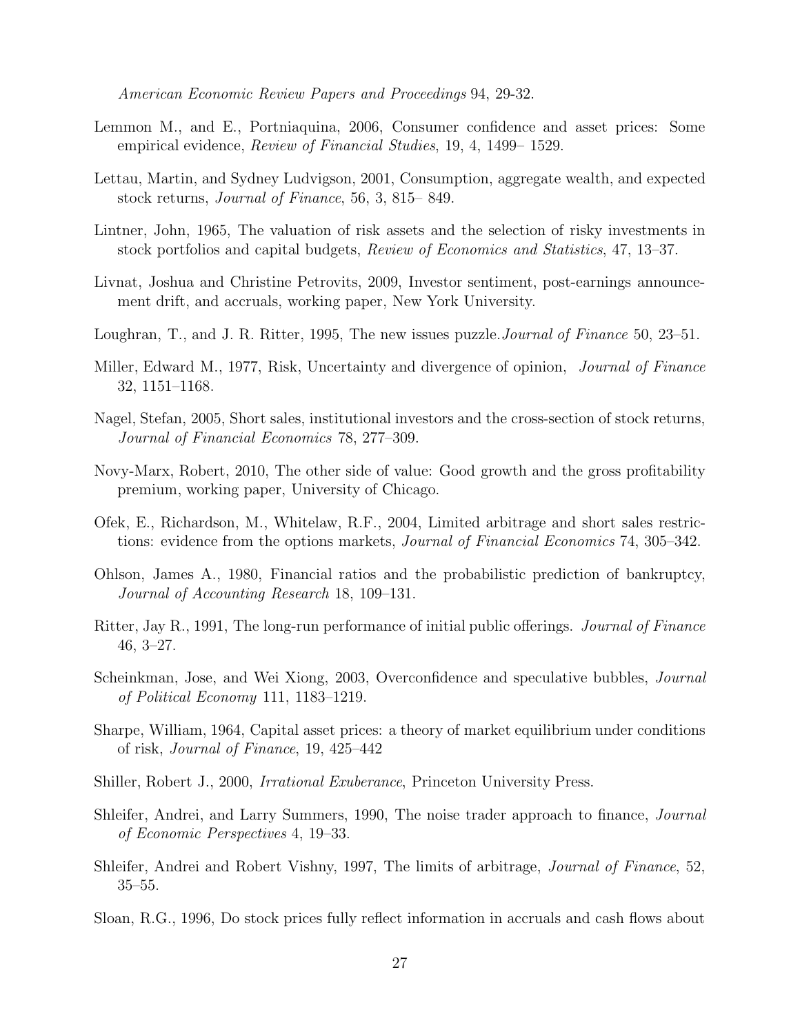*American Economic Review Papers and Proceedings* 94, 29-32.

Lemmon M., and E., Portniaquina, 2006, Consumer confidence and asset prices: Some empirical evidence, *Review of Financial Studies*, 19, 4, 1499– 1529.

Lettau, Martin, and Sydney Ludvigson, 2001, Consumption, aggregate wealth, and expected stock returns, *Journal of Finance*, 56, 3, 815– 849.

Lintner, John, 1965, The valuation of risk assets and the selection of risky investments in stock portfolios and capital budgets, *Review of Economics and Statistics*, 47, 13–37.

Livnat, Joshua and Christine Petrovits, 2009, Investor sentiment, post-earnings announcement drift, and accruals, working paper, New York University.

Loughran, T., and J. R. Ritter, 1995, The new issues puzzle.*Journal of Finance* 50, 23–51.

Miller, Edward M., 1977, Risk, Uncertainty and divergence of opinion, *Journal of Finance* 32, 1151–1168.

Nagel, Stefan, 2005, Short sales, institutional investors and the cross-section of stock returns, *Journal of Financial Economics* 78, 277–309.

Novy-Marx, Robert, 2010, The other side of value: Good growth and the gross profitability premium, working paper, University of Chicago.

Ofek, E., Richardson, M., Whitelaw, R.F., 2004, Limited arbitrage and short sales restrictions: evidence from the options markets, *Journal of Financial Economics* 74, 305–342.

Ohlson, James A., 1980, Financial ratios and the probabilistic prediction of bankruptcy, *Journal of Accounting Research* 18, 109–131.

Ritter, Jay R., 1991, The long-run performance of initial public offerings. *Journal of Finance* 46, 3–27.

Scheinkman, Jose, and Wei Xiong, 2003, Overconfidence and speculative bubbles, *Journal of Political Economy* 111, 1183–1219.

Sharpe, William, 1964, Capital asset prices: a theory of market equilibrium under conditions of risk, *Journal of Finance*, 19, 425–442

Shiller, Robert J., 2000, *Irrational Exuberance*, Princeton University Press.

Shleifer, Andrei, and Larry Summers, 1990, The noise trader approach to finance, *Journal of Economic Perspectives* 4, 19–33.

Shleifer, Andrei and Robert Vishny, 1997, The limits of arbitrage, *Journal of Finance*, 52, 35–55.

Sloan, R.G., 1996, Do stock prices fully reflect information in accruals and cash flows about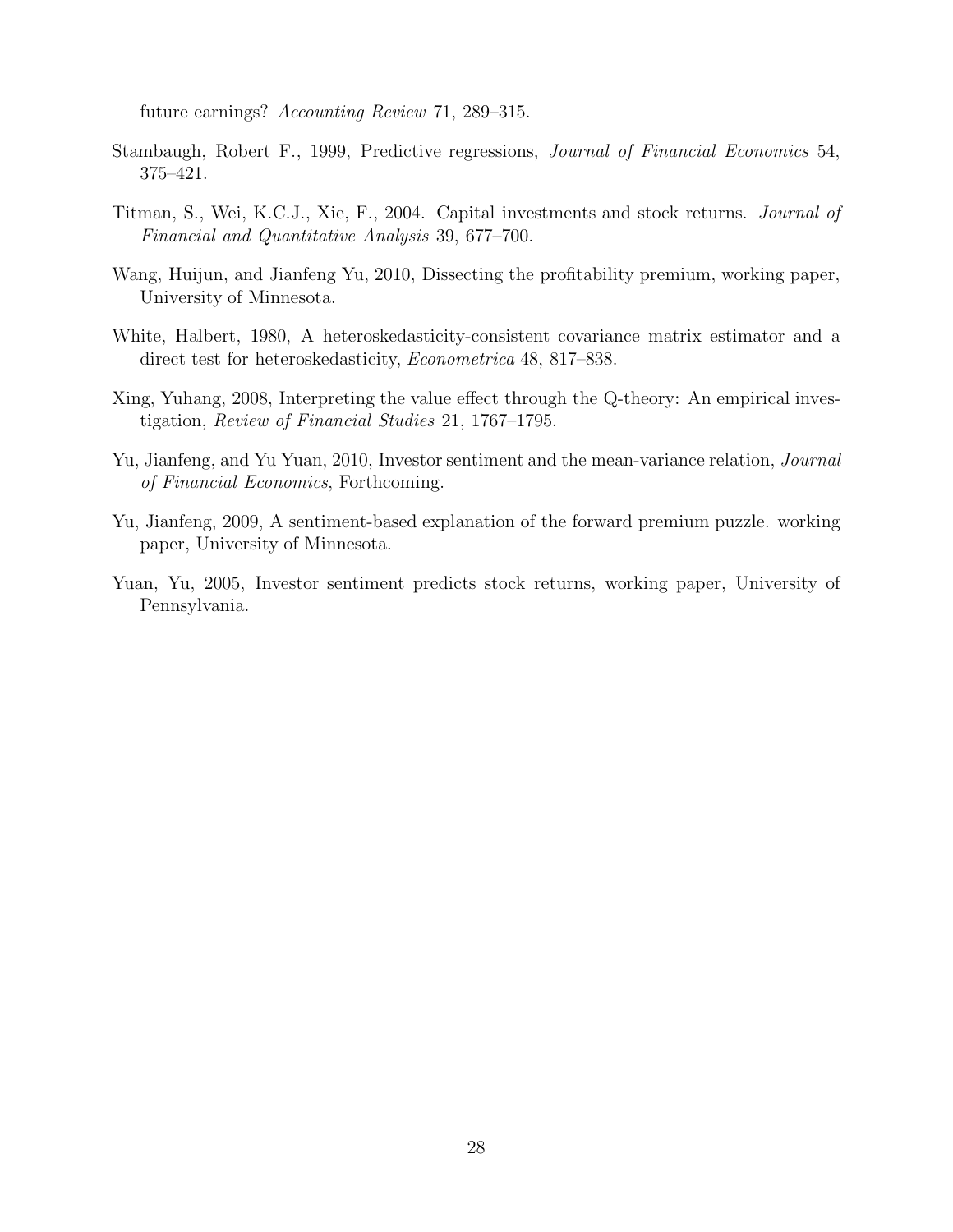future earnings? *Accounting Review* 71, 289–315.

Stambaugh, Robert F., 1999, Predictive regressions, *Journal of Financial Economics* 54, 375–421.

Titman, S., Wei, K.C.J., Xie, F., 2004. Capital investments and stock returns. *Journal of Financial and Quantitative Analysis* 39, 677–700.

Wang, Huijun, and Jianfeng Yu, 2010, Dissecting the profitability premium, working paper, University of Minnesota.

White, Halbert, 1980, A heteroskedasticity-consistent covariance matrix estimator and a direct test for heteroskedasticity, *Econometrica* 48, 817–838.

Xing, Yuhang, 2008, Interpreting the value effect through the Q-theory: An empirical investigation, *Review of Financial Studies* 21, 1767–1795.

Yu, Jianfeng, and Yu Yuan, 2010, Investor sentiment and the mean-variance relation, *Journal of Financial Economics*, Forthcoming.

Yu, Jianfeng, 2009, A sentiment-based explanation of the forward premium puzzle. working paper, University of Minnesota.

Yuan, Yu, 2005, Investor sentiment predicts stock returns, working paper, University of Pennsylvania.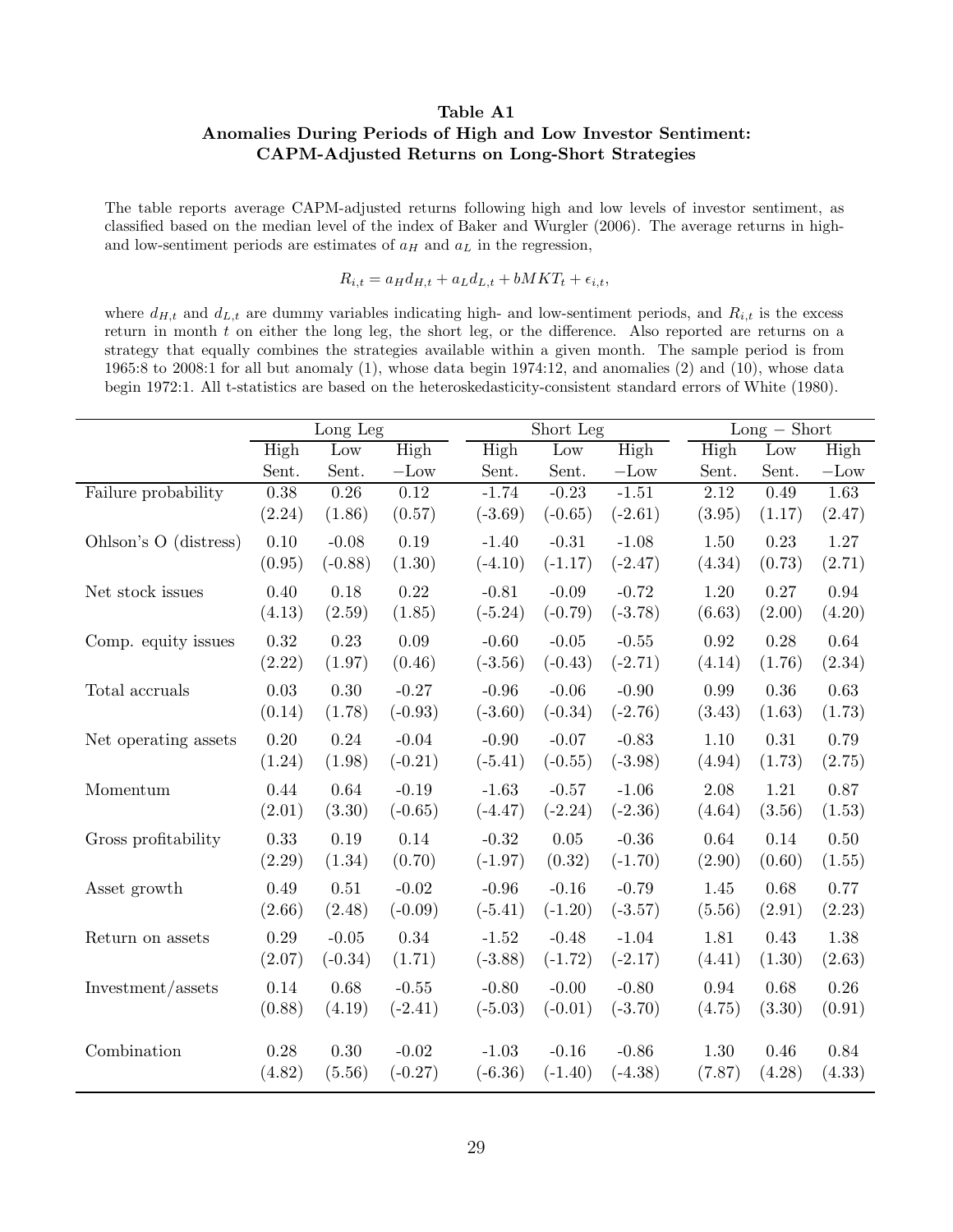**Table A1**
**Anomalies During Periods of High and Low Investor Sentiment: CAPM-Adjusted Returns on Long-Short Strategies**

The table reports average CAPM-adjusted returns following high and low levels of investor sentiment, as classified based on the median level of the index of Baker and Wurgler (2006). The average returns in high- and low-sentiment periods are estimates of $a_H$ and $a_L$ in the regression,

$$R_{i,t} = a_H d_{H,t} + a_L d_{L,t} + bMKT_t + \epsilon_{i,t},$$

where $d_{H,t}$ and $d_{L,t}$ are dummy variables indicating high- and low-sentiment periods, and $R_{i,t}$ is the excess return in month $t$ on either the long leg, the short leg, or the difference. Also reported are returns on a strategy that equally combines the strategies available within a given month. The sample period is from 1965:8 to 2008:1 for all but anomaly (1), whose data begin 1974:12, and anomalies (2) and (10), whose data begin 1972:1. All t-statistics are based on the heteroskedasticity-consistent standard errors of White (1980).

| | Long Leg | | | Short Leg | | | Long − Short | | |
|---|---|---|---|---|---|---|---|---|---|
| | High Sent. | Low Sent. | High −Low | High Sent. | Low Sent. | High −Low | High Sent. | Low Sent. | High −Low |
| Failure probability | 0.38 | 0.26 | 0.12 | -1.74 | -0.23 | -1.51 | 2.12 | 0.49 | 1.63 |
| | (2.24) | (1.86) | (0.57) | (-3.69) | (-0.65) | (-2.61) | (3.95) | (1.17) | (2.47) |
| Ohlson's O (distress) | 0.10 | -0.08 | 0.19 | -1.40 | -0.31 | -1.08 | 1.50 | 0.23 | 1.27 |
| | (0.95) | (-0.88) | (1.30) | (-4.10) | (-1.17) | (-2.47) | (4.34) | (0.73) | (2.71) |
| Net stock issues | 0.40 | 0.18 | 0.22 | -0.81 | -0.09 | -0.72 | 1.20 | 0.27 | 0.94 |
| | (4.13) | (2.59) | (1.85) | (-5.24) | (-0.79) | (-3.78) | (6.63) | (2.00) | (4.20) |
| Comp. equity issues | 0.32 | 0.23 | 0.09 | -0.60 | -0.05 | -0.55 | 0.92 | 0.28 | 0.64 |
| | (2.22) | (1.97) | (0.46) | (-3.56) | (-0.43) | (-2.71) | (4.14) | (1.76) | (2.34) |
| Total accruals | 0.03 | 0.30 | -0.27 | -0.96 | -0.06 | -0.90 | 0.99 | 0.36 | 0.63 |
| | (0.14) | (1.78) | (-0.93) | (-3.60) | (-0.34) | (-2.76) | (3.43) | (1.63) | (1.73) |
| Net operating assets | 0.20 | 0.24 | -0.04 | -0.90 | -0.07 | -0.83 | 1.10 | 0.31 | 0.79 |
| | (1.24) | (1.98) | (-0.21) | (-5.41) | (-0.55) | (-3.98) | (4.94) | (1.73) | (2.75) |
| Momentum | 0.44 | 0.64 | -0.19 | -1.63 | -0.57 | -1.06 | 2.08 | 1.21 | 0.87 |
| | (2.01) | (3.30) | (-0.65) | (-4.47) | (-2.24) | (-2.36) | (4.64) | (3.56) | (1.53) |
| Gross profitability | 0.33 | 0.19 | 0.14 | -0.32 | 0.05 | -0.36 | 0.64 | 0.14 | 0.50 |
| | (2.29) | (1.34) | (0.70) | (-1.97) | (0.32) | (-1.70) | (2.90) | (0.60) | (1.55) |
| Asset growth | 0.49 | 0.51 | -0.02 | -0.96 | -0.16 | -0.79 | 1.45 | 0.68 | 0.77 |
| | (2.66) | (2.48) | (-0.09) | (-5.41) | (-1.20) | (-3.57) | (5.56) | (2.91) | (2.23) |
| Return on assets | 0.29 | -0.05 | 0.34 | -1.52 | -0.48 | -1.04 | 1.81 | 0.43 | 1.38 |
| | (2.07) | (-0.34) | (1.71) | (-3.88) | (-1.72) | (-2.17) | (4.41) | (1.30) | (2.63) |
| Investment/assets | 0.14 | 0.68 | -0.55 | -0.80 | -0.00 | -0.80 | 0.94 | 0.68 | 0.26 |
| | (0.88) | (4.19) | (-2.41) | (-5.03) | (-0.01) | (-3.70) | (4.75) | (3.30) | (0.91) |
| Combination | 0.28 | 0.30 | -0.02 | -1.03 | -0.16 | -0.86 | 1.30 | 0.46 | 0.84 |
| | (4.82) | (5.56) | (-0.27) | (-6.36) | (-1.40) | (-4.38) | (7.87) | (4.28) | (4.33) |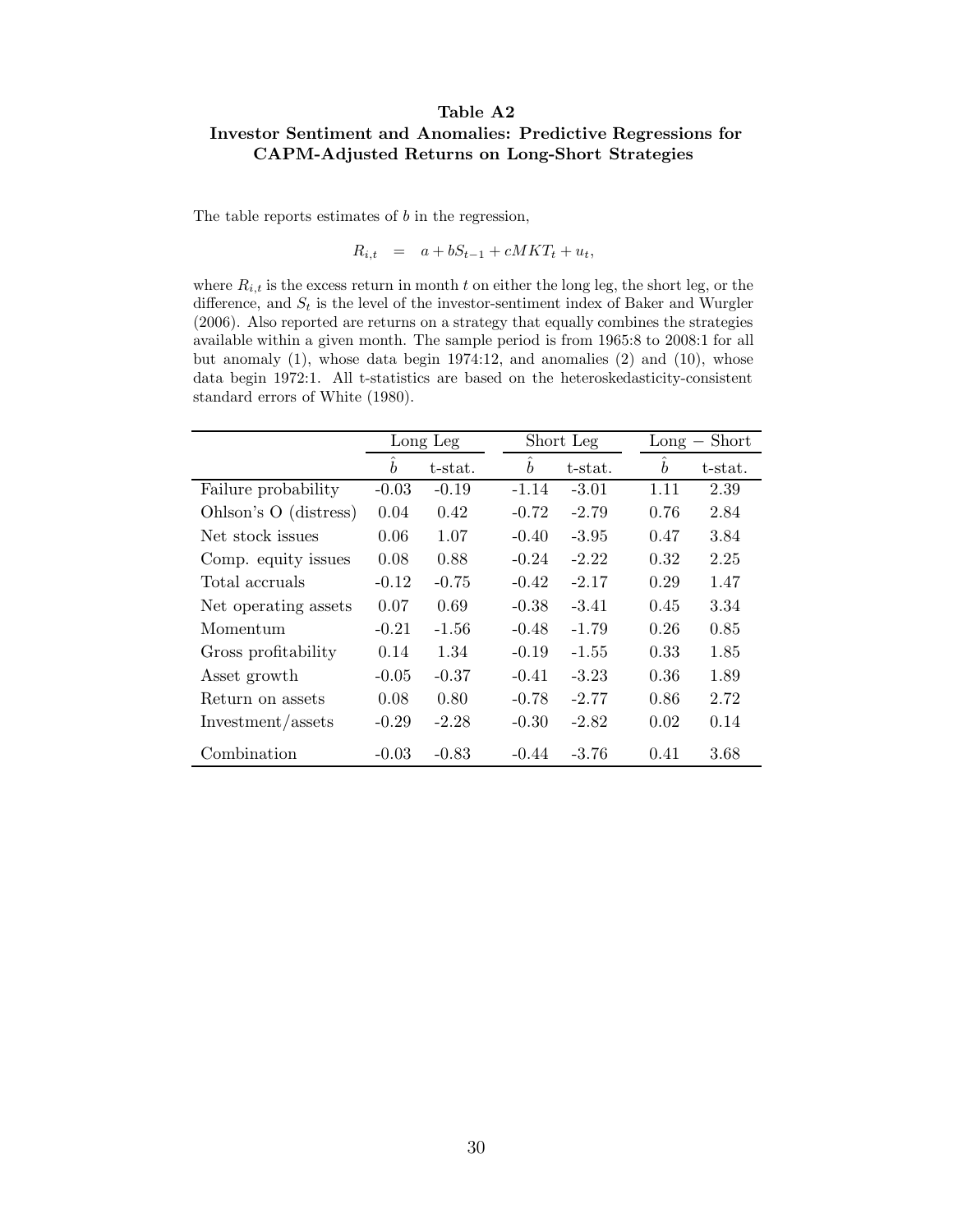## Table A2
## Investor Sentiment and Anomalies: Predictive Regressions for CAPM-Adjusted Returns on Long-Short Strategies

The table reports estimates of $b$ in the regression,

$$R_{i,t} \quad = \quad a + bS_{t-1} + cMKT_t + u_t,$$

where $R_{i,t}$ is the excess return in month $t$ on either the long leg, the short leg, or the difference, and $S_t$ is the level of the investor-sentiment index of Baker and Wurgler (2006). Also reported are returns on a strategy that equally combines the strategies available within a given month. The sample period is from 1965:8 to 2008:1 for all but anomaly (1), whose data begin 1974:12, and anomalies (2) and (10), whose data begin 1972:1. All t-statistics are based on the heteroskedasticity-consistent standard errors of White (1980).

| | Long Leg | | Short Leg | | Long − Short | |
|---|---|---|---|---|---|---|
| | $\hat{b}$ | t-stat. | $\hat{b}$ | t-stat. | $\hat{b}$ | t-stat. |
| Failure probability | -0.03 | -0.19 | -1.14 | -3.01 | 1.11 | 2.39 |
| Ohlson's O (distress) | 0.04 | 0.42 | -0.72 | -2.79 | 0.76 | 2.84 |
| Net stock issues | 0.06 | 1.07 | -0.40 | -3.95 | 0.47 | 3.84 |
| Comp. equity issues | 0.08 | 0.88 | -0.24 | -2.22 | 0.32 | 2.25 |
| Total accruals | -0.12 | -0.75 | -0.42 | -2.17 | 0.29 | 1.47 |
| Net operating assets | 0.07 | 0.69 | -0.38 | -3.41 | 0.45 | 3.34 |
| Momentum | -0.21 | -1.56 | -0.48 | -1.79 | 0.26 | 0.85 |
| Gross profitability | 0.14 | 1.34 | -0.19 | -1.55 | 0.33 | 1.85 |
| Asset growth | -0.05 | -0.37 | -0.41 | -3.23 | 0.36 | 1.89 |
| Return on assets | 0.08 | 0.80 | -0.78 | -2.77 | 0.86 | 2.72 |
| Investment/assets | -0.29 | -2.28 | -0.30 | -2.82 | 0.02 | 0.14 |
| Combination | -0.03 | -0.83 | -0.44 | -3.76 | 0.41 | 3.68 |